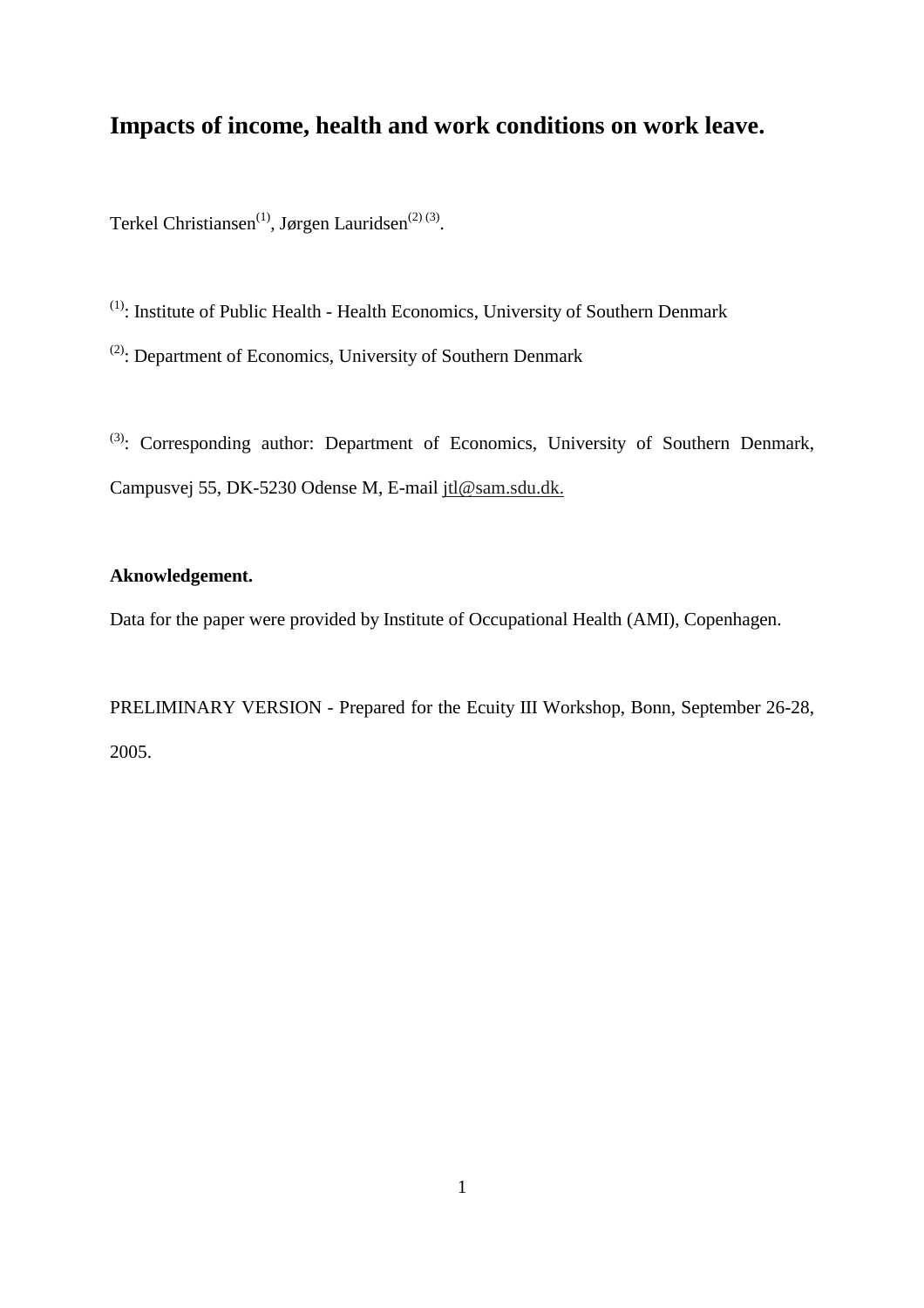# Impacts of income, health and work conditions on work leave.

Terkel Christiansen[1], Jørgen Lauridsen[2] [3].

[1]: Institute of Public Health - Health Economics, University of Southern Denmark

[2]: Department of Economics, University of Southern Denmark

[3]: Corresponding author: Department of Economics, University of Southern Denmark, Campusvej 55, DK-5230 Odense M, E-mail jtl@sam.sdu.dk.

**Aknowledgement.**

Data for the paper were provided by Institute of Occupational Health (AMI), Copenhagen.

PRELIMINARY VERSION - Prepared for the Ecuity III Workshop, Bonn, September 26-28, 2005.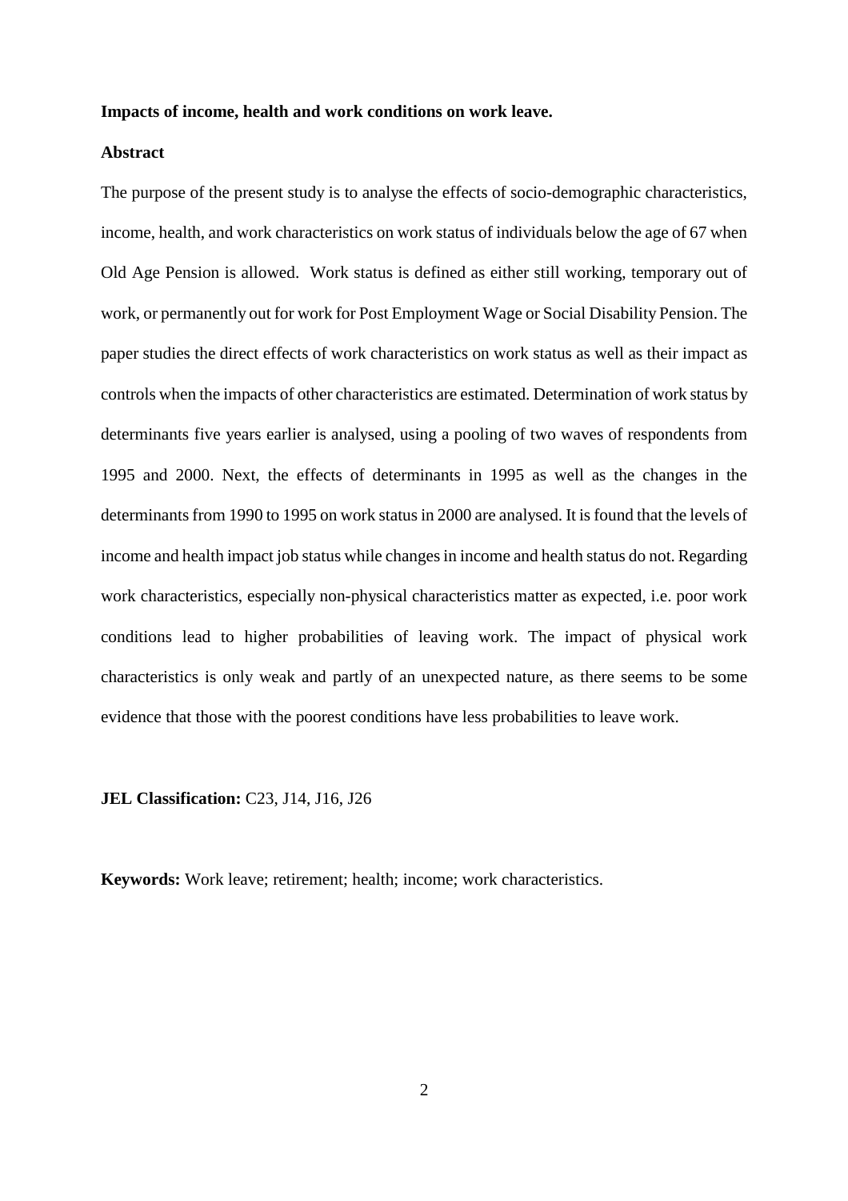**Impacts of income, health and work conditions on work leave.**

**Abstract**

The purpose of the present study is to analyse the effects of socio-demographic characteristics, income, health, and work characteristics on work status of individuals below the age of 67 when Old Age Pension is allowed. Work status is defined as either still working, temporary out of work, or permanently out for work for Post Employment Wage or Social Disability Pension. The paper studies the direct effects of work characteristics on work status as well as their impact as controls when the impacts of other characteristics are estimated. Determination of work status by determinants five years earlier is analysed, using a pooling of two waves of respondents from 1995 and 2000. Next, the effects of determinants in 1995 as well as the changes in the determinants from 1990 to 1995 on work status in 2000 are analysed. It is found that the levels of income and health impact job status while changes in income and health status do not. Regarding work characteristics, especially non-physical characteristics matter as expected, i.e. poor work conditions lead to higher probabilities of leaving work. The impact of physical work characteristics is only weak and partly of an unexpected nature, as there seems to be some evidence that those with the poorest conditions have less probabilities to leave work.

**JEL Classification:** C23, J14, J16, J26

**Keywords:** Work leave; retirement; health; income; work characteristics.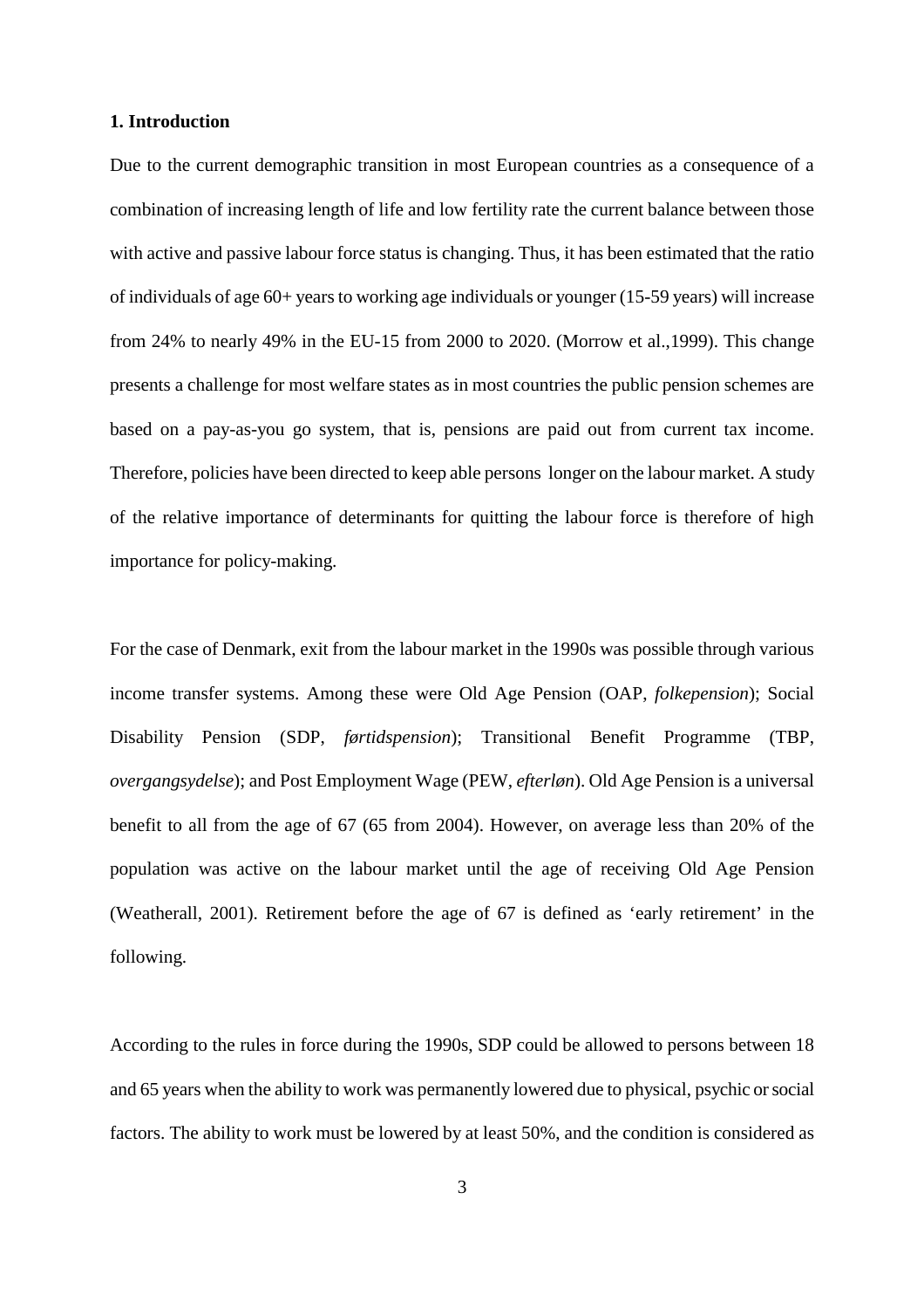**1. Introduction**

Due to the current demographic transition in most European countries as a consequence of a combination of increasing length of life and low fertility rate the current balance between those with active and passive labour force status is changing. Thus, it has been estimated that the ratio of individuals of age 60+ years to working age individuals or younger (15-59 years) will increase from 24% to nearly 49% in the EU-15 from 2000 to 2020. (Morrow et al.,1999). This change presents a challenge for most welfare states as in most countries the public pension schemes are based on a pay-as-you go system, that is, pensions are paid out from current tax income. Therefore, policies have been directed to keep able persons longer on the labour market. A study of the relative importance of determinants for quitting the labour force is therefore of high importance for policy-making.

For the case of Denmark, exit from the labour market in the 1990s was possible through various income transfer systems. Among these were Old Age Pension (OAP, *folkepension*); Social Disability Pension (SDP, *førtidspension*); Transitional Benefit Programme (TBP, *overgangsydelse*); and Post Employment Wage (PEW, *efterløn*). Old Age Pension is a universal benefit to all from the age of 67 (65 from 2004). However, on average less than 20% of the population was active on the labour market until the age of receiving Old Age Pension (Weatherall, 2001). Retirement before the age of 67 is defined as 'early retirement' in the following.

According to the rules in force during the 1990s, SDP could be allowed to persons between 18 and 65 years when the ability to work was permanently lowered due to physical, psychic or social factors. The ability to work must be lowered by at least 50%, and the condition is considered as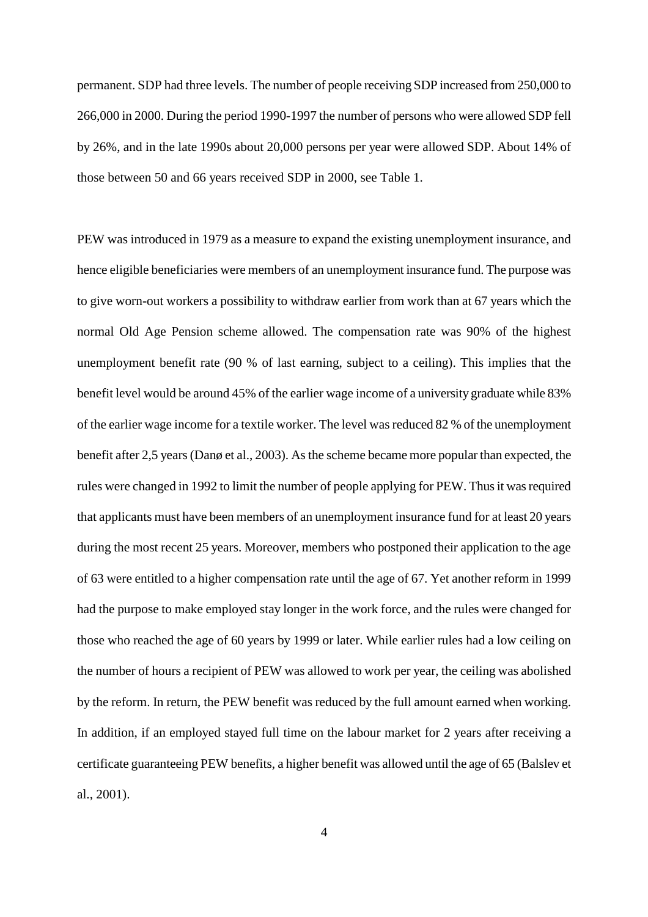permanent. SDP had three levels. The number of people receiving SDP increased from 250,000 to 266,000 in 2000. During the period 1990-1997 the number of persons who were allowed SDP fell by 26%, and in the late 1990s about 20,000 persons per year were allowed SDP. About 14% of those between 50 and 66 years received SDP in 2000, see Table 1.

PEW was introduced in 1979 as a measure to expand the existing unemployment insurance, and hence eligible beneficiaries were members of an unemployment insurance fund. The purpose was to give worn-out workers a possibility to withdraw earlier from work than at 67 years which the normal Old Age Pension scheme allowed. The compensation rate was 90% of the highest unemployment benefit rate (90 % of last earning, subject to a ceiling). This implies that the benefit level would be around 45% of the earlier wage income of a university graduate while 83% of the earlier wage income for a textile worker. The level was reduced 82 % of the unemployment benefit after 2,5 years (Danø et al., 2003). As the scheme became more popular than expected, the rules were changed in 1992 to limit the number of people applying for PEW. Thus it was required that applicants must have been members of an unemployment insurance fund for at least 20 years during the most recent 25 years. Moreover, members who postponed their application to the age of 63 were entitled to a higher compensation rate until the age of 67. Yet another reform in 1999 had the purpose to make employed stay longer in the work force, and the rules were changed for those who reached the age of 60 years by 1999 or later. While earlier rules had a low ceiling on the number of hours a recipient of PEW was allowed to work per year, the ceiling was abolished by the reform. In return, the PEW benefit was reduced by the full amount earned when working. In addition, if an employed stayed full time on the labour market for 2 years after receiving a certificate guaranteeing PEW benefits, a higher benefit was allowed until the age of 65 (Balslev et al., 2001).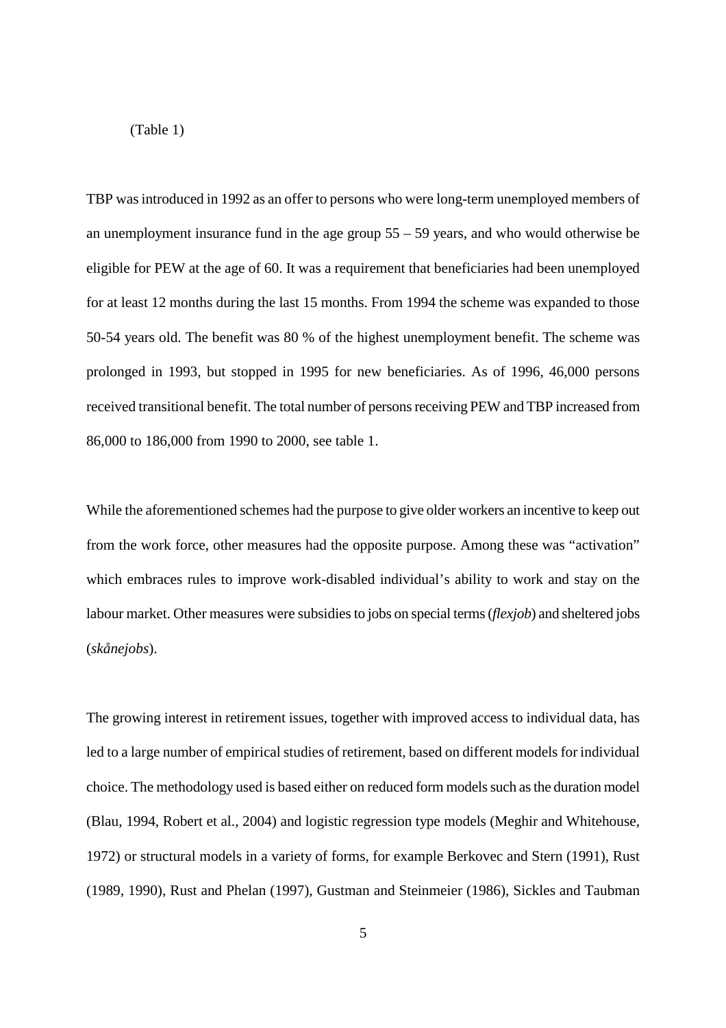(Table 1)

TBP was introduced in 1992 as an offer to persons who were long-term unemployed members of an unemployment insurance fund in the age group 55 – 59 years, and who would otherwise be eligible for PEW at the age of 60. It was a requirement that beneficiaries had been unemployed for at least 12 months during the last 15 months. From 1994 the scheme was expanded to those 50-54 years old. The benefit was 80 % of the highest unemployment benefit. The scheme was prolonged in 1993, but stopped in 1995 for new beneficiaries. As of 1996, 46,000 persons received transitional benefit. The total number of persons receiving PEW and TBP increased from 86,000 to 186,000 from 1990 to 2000, see table 1.

While the aforementioned schemes had the purpose to give older workers an incentive to keep out from the work force, other measures had the opposite purpose. Among these was "activation" which embraces rules to improve work-disabled individual's ability to work and stay on the labour market. Other measures were subsidies to jobs on special terms (*flexjob*) and sheltered jobs (*skånejobs*).

The growing interest in retirement issues, together with improved access to individual data, has led to a large number of empirical studies of retirement, based on different models for individual choice. The methodology used is based either on reduced form models such as the duration model (Blau, 1994, Robert et al., 2004) and logistic regression type models (Meghir and Whitehouse, 1972) or structural models in a variety of forms, for example Berkovec and Stern (1991), Rust (1989, 1990), Rust and Phelan (1997), Gustman and Steinmeier (1986), Sickles and Taubman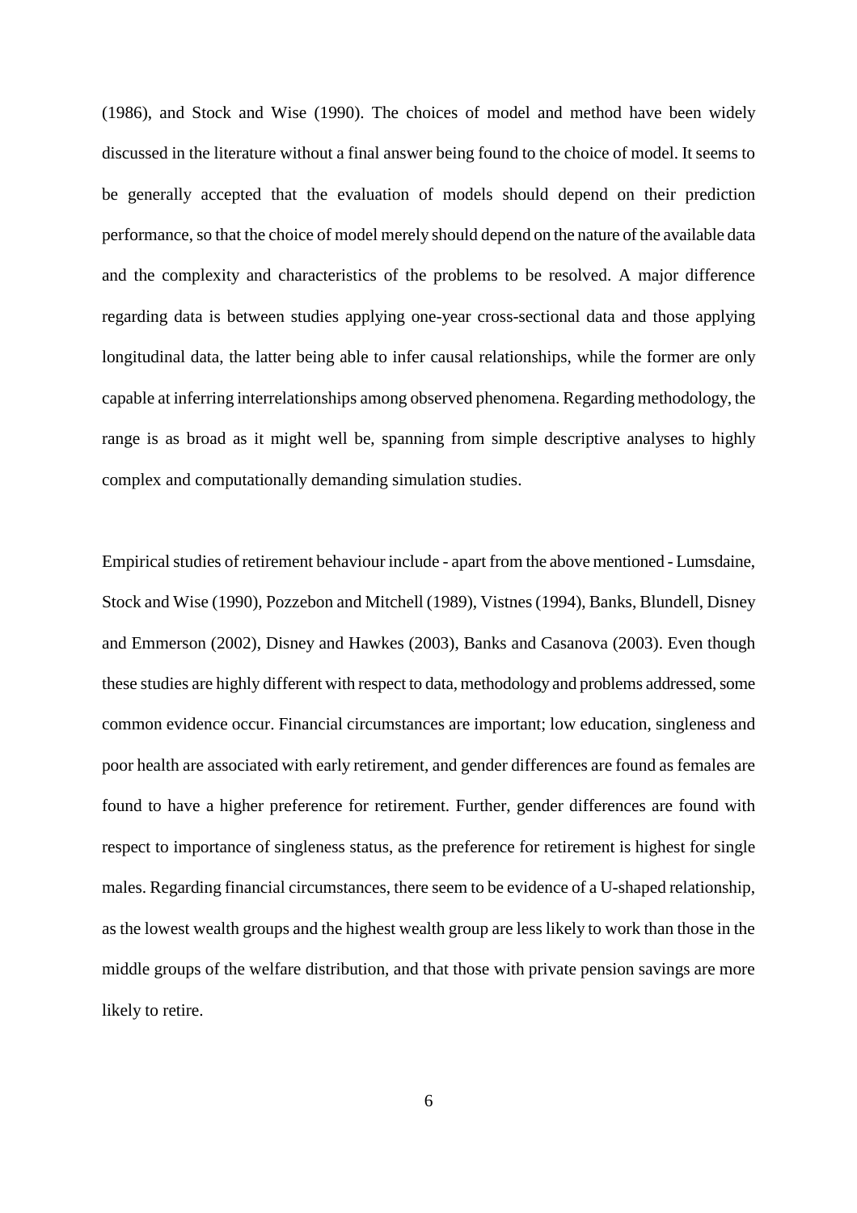(1986), and Stock and Wise (1990). The choices of model and method have been widely discussed in the literature without a final answer being found to the choice of model. It seems to be generally accepted that the evaluation of models should depend on their prediction performance, so that the choice of model merely should depend on the nature of the available data and the complexity and characteristics of the problems to be resolved. A major difference regarding data is between studies applying one-year cross-sectional data and those applying longitudinal data, the latter being able to infer causal relationships, while the former are only capable at inferring interrelationships among observed phenomena. Regarding methodology, the range is as broad as it might well be, spanning from simple descriptive analyses to highly complex and computationally demanding simulation studies.

Empirical studies of retirement behaviour include - apart from the above mentioned - Lumsdaine, Stock and Wise (1990), Pozzebon and Mitchell (1989), Vistnes (1994), Banks, Blundell, Disney and Emmerson (2002), Disney and Hawkes (2003), Banks and Casanova (2003). Even though these studies are highly different with respect to data, methodology and problems addressed, some common evidence occur. Financial circumstances are important; low education, singleness and poor health are associated with early retirement, and gender differences are found as females are found to have a higher preference for retirement. Further, gender differences are found with respect to importance of singleness status, as the preference for retirement is highest for single males. Regarding financial circumstances, there seem to be evidence of a U-shaped relationship, as the lowest wealth groups and the highest wealth group are less likely to work than those in the middle groups of the welfare distribution, and that those with private pension savings are more likely to retire.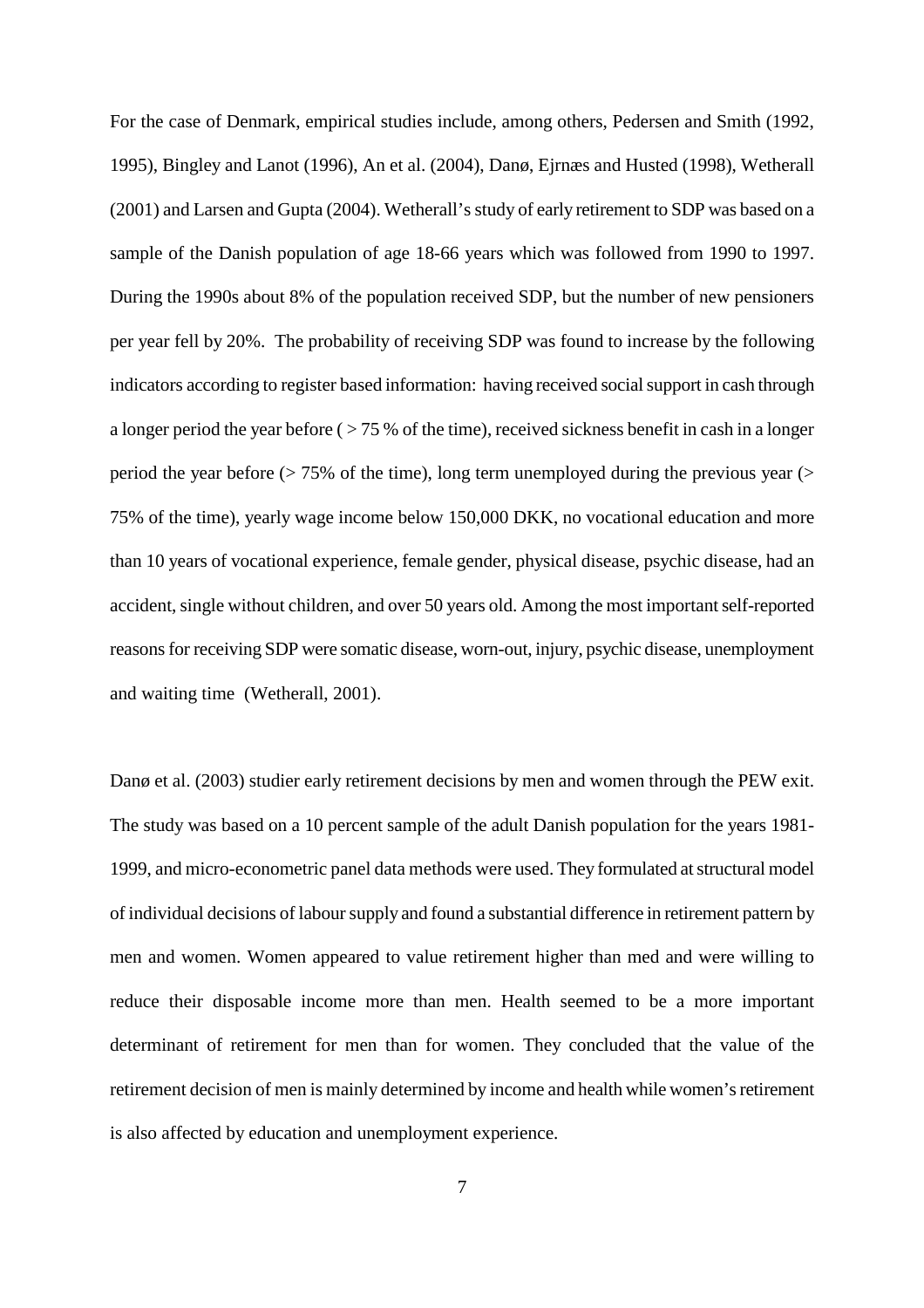For the case of Denmark, empirical studies include, among others, Pedersen and Smith (1992, 1995), Bingley and Lanot (1996), An et al. (2004), Danø, Ejrnæs and Husted (1998), Wetherall (2001) and Larsen and Gupta (2004). Wetherall's study of early retirement to SDP was based on a sample of the Danish population of age 18-66 years which was followed from 1990 to 1997. During the 1990s about 8% of the population received SDP, but the number of new pensioners per year fell by 20%. The probability of receiving SDP was found to increase by the following indicators according to register based information: having received social support in cash through a longer period the year before ( > 75 % of the time), received sickness benefit in cash in a longer period the year before (> 75% of the time), long term unemployed during the previous year (> 75% of the time), yearly wage income below 150,000 DKK, no vocational education and more than 10 years of vocational experience, female gender, physical disease, psychic disease, had an accident, single without children, and over 50 years old. Among the most important self-reported reasons for receiving SDP were somatic disease, worn-out, injury, psychic disease, unemployment and waiting time (Wetherall, 2001).

Danø et al. (2003) studier early retirement decisions by men and women through the PEW exit. The study was based on a 10 percent sample of the adult Danish population for the years 1981-1999, and micro-econometric panel data methods were used. They formulated at structural model of individual decisions of labour supply and found a substantial difference in retirement pattern by men and women. Women appeared to value retirement higher than med and were willing to reduce their disposable income more than men. Health seemed to be a more important determinant of retirement for men than for women. They concluded that the value of the retirement decision of men is mainly determined by income and health while women's retirement is also affected by education and unemployment experience.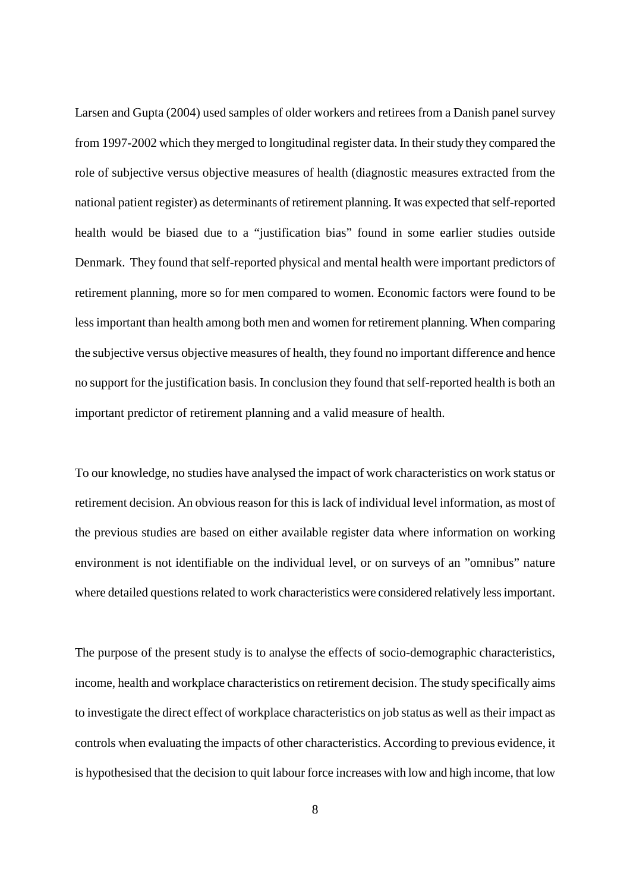Larsen and Gupta (2004) used samples of older workers and retirees from a Danish panel survey from 1997-2002 which they merged to longitudinal register data. In their study they compared the role of subjective versus objective measures of health (diagnostic measures extracted from the national patient register) as determinants of retirement planning. It was expected that self-reported health would be biased due to a "justification bias" found in some earlier studies outside Denmark. They found that self-reported physical and mental health were important predictors of retirement planning, more so for men compared to women. Economic factors were found to be less important than health among both men and women for retirement planning. When comparing the subjective versus objective measures of health, they found no important difference and hence no support for the justification basis. In conclusion they found that self-reported health is both an important predictor of retirement planning and a valid measure of health.

To our knowledge, no studies have analysed the impact of work characteristics on work status or retirement decision. An obvious reason for this is lack of individual level information, as most of the previous studies are based on either available register data where information on working environment is not identifiable on the individual level, or on surveys of an "omnibus" nature where detailed questions related to work characteristics were considered relatively less important.

The purpose of the present study is to analyse the effects of socio-demographic characteristics, income, health and workplace characteristics on retirement decision. The study specifically aims to investigate the direct effect of workplace characteristics on job status as well as their impact as controls when evaluating the impacts of other characteristics. According to previous evidence, it is hypothesised that the decision to quit labour force increases with low and high income, that low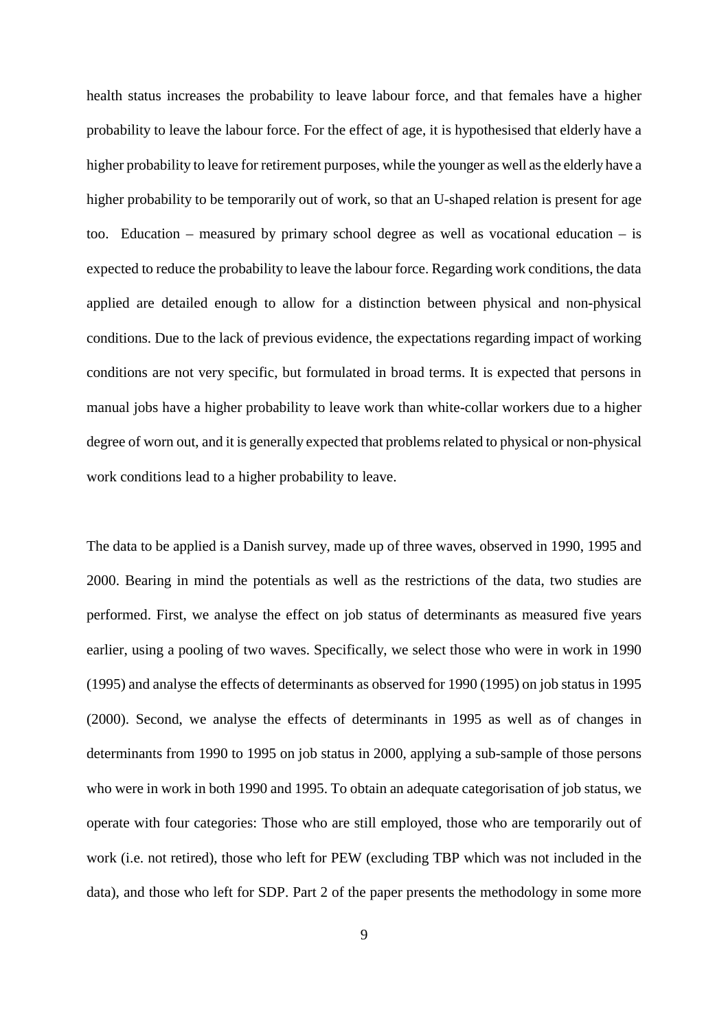health status increases the probability to leave labour force, and that females have a higher probability to leave the labour force. For the effect of age, it is hypothesised that elderly have a higher probability to leave for retirement purposes, while the younger as well as the elderly have a higher probability to be temporarily out of work, so that an U-shaped relation is present for age too. Education – measured by primary school degree as well as vocational education – is expected to reduce the probability to leave the labour force. Regarding work conditions, the data applied are detailed enough to allow for a distinction between physical and non-physical conditions. Due to the lack of previous evidence, the expectations regarding impact of working conditions are not very specific, but formulated in broad terms. It is expected that persons in manual jobs have a higher probability to leave work than white-collar workers due to a higher degree of worn out, and it is generally expected that problems related to physical or non-physical work conditions lead to a higher probability to leave.

The data to be applied is a Danish survey, made up of three waves, observed in 1990, 1995 and 2000. Bearing in mind the potentials as well as the restrictions of the data, two studies are performed. First, we analyse the effect on job status of determinants as measured five years earlier, using a pooling of two waves. Specifically, we select those who were in work in 1990 (1995) and analyse the effects of determinants as observed for 1990 (1995) on job status in 1995 (2000). Second, we analyse the effects of determinants in 1995 as well as of changes in determinants from 1990 to 1995 on job status in 2000, applying a sub-sample of those persons who were in work in both 1990 and 1995. To obtain an adequate categorisation of job status, we operate with four categories: Those who are still employed, those who are temporarily out of work (i.e. not retired), those who left for PEW (excluding TBP which was not included in the data), and those who left for SDP. Part 2 of the paper presents the methodology in some more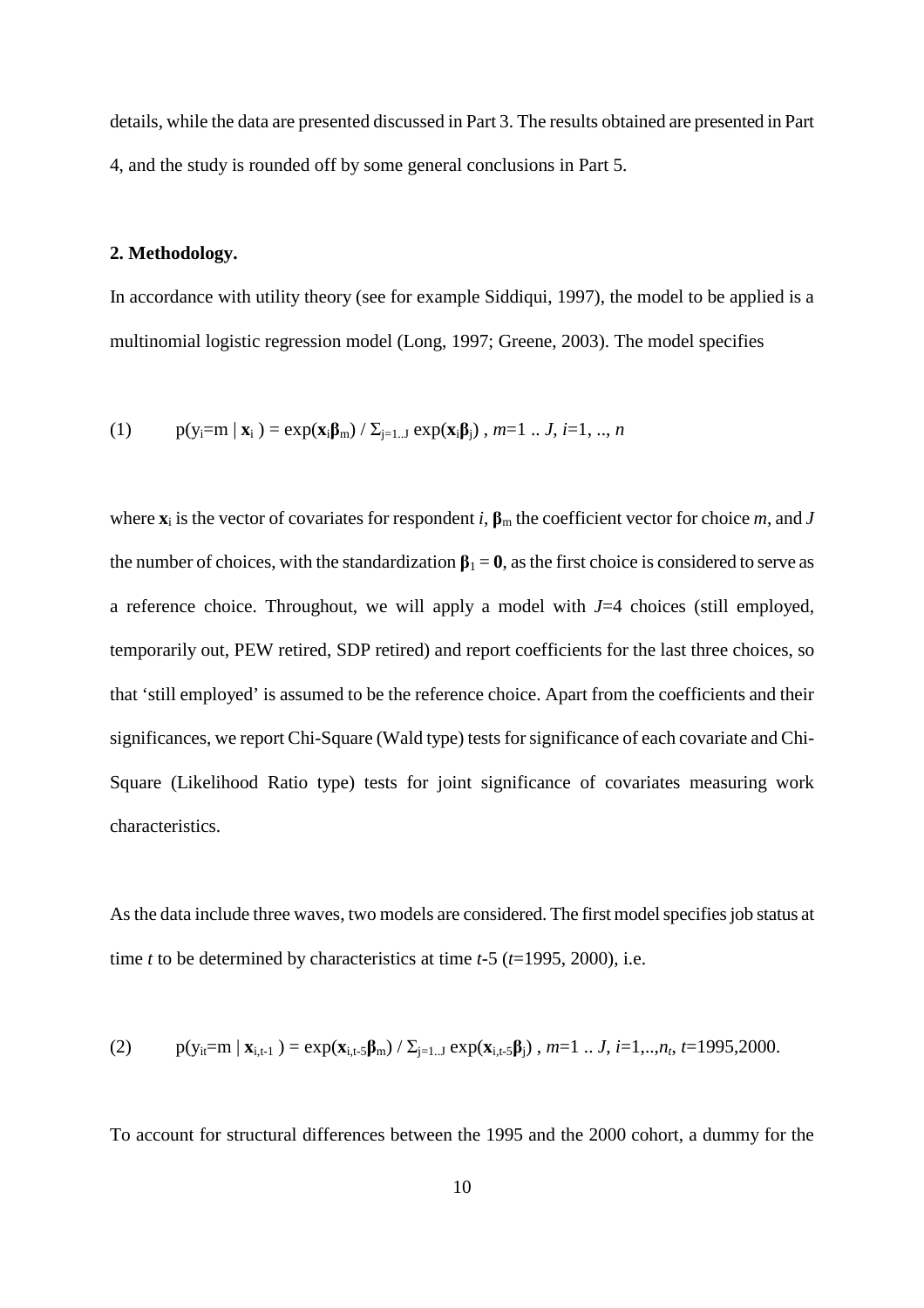details, while the data are presented discussed in Part 3. The results obtained are presented in Part 4, and the study is rounded off by some general conclusions in Part 5.

## 2. Methodology.

In accordance with utility theory (see for example Siddiqui, 1997), the model to be applied is a multinomial logistic regression model (Long, 1997; Greene, 2003). The model specifies

$$(1) \qquad p(y_i=m \mid \mathbf{x}_i) = \exp(\mathbf{x}_i\boldsymbol{\beta}_m) \,/\, \Sigma_{j=1..J} \exp(\mathbf{x}_i\boldsymbol{\beta}_j) \text{ , } m=1 \text{ .. } J, \; i=1, .., n$$

where $\mathbf{x}_i$ is the vector of covariates for respondent $i$, $\boldsymbol{\beta}_m$ the coefficient vector for choice $m$, and $J$ the number of choices, with the standardization $\boldsymbol{\beta}_1 = \mathbf{0}$, as the first choice is considered to serve as a reference choice. Throughout, we will apply a model with $J$=4 choices (still employed, temporarily out, PEW retired, SDP retired) and report coefficients for the last three choices, so that 'still employed' is assumed to be the reference choice. Apart from the coefficients and their significances, we report Chi-Square (Wald type) tests for significance of each covariate and Chi-Square (Likelihood Ratio type) tests for joint significance of covariates measuring work characteristics.

As the data include three waves, two models are considered. The first model specifies job status at time $t$ to be determined by characteristics at time $t$-5 ($t$=1995, 2000), i.e.

$$(2) \qquad p(y_{it}=m \mid \mathbf{x}_{i,t-1}) = \exp(\mathbf{x}_{i,t-5}\boldsymbol{\beta}_m) \,/\, \Sigma_{j=1..J} \exp(\mathbf{x}_{i,t-5}\boldsymbol{\beta}_j) \text{ , } m=1 \text{ .. } J, \; i=1,..,n_t, \; t=1995,2000.$$

To account for structural differences between the 1995 and the 2000 cohort, a dummy for the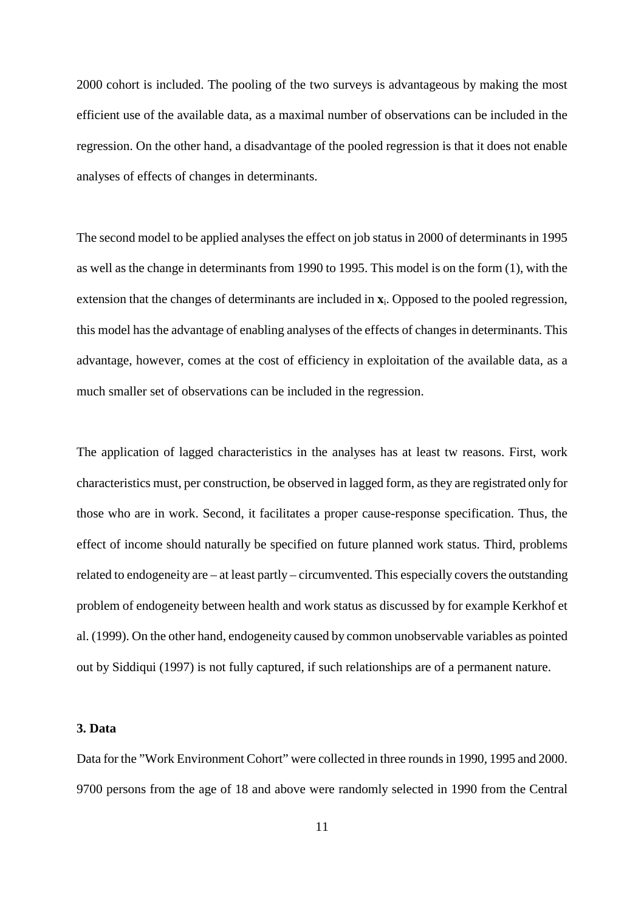2000 cohort is included. The pooling of the two surveys is advantageous by making the most efficient use of the available data, as a maximal number of observations can be included in the regression. On the other hand, a disadvantage of the pooled regression is that it does not enable analyses of effects of changes in determinants.

The second model to be applied analyses the effect on job status in 2000 of determinants in 1995 as well as the change in determinants from 1990 to 1995. This model is on the form (1), with the extension that the changes of determinants are included in $\mathbf{x}_i$. Opposed to the pooled regression, this model has the advantage of enabling analyses of the effects of changes in determinants. This advantage, however, comes at the cost of efficiency in exploitation of the available data, as a much smaller set of observations can be included in the regression.

The application of lagged characteristics in the analyses has at least tw reasons. First, work characteristics must, per construction, be observed in lagged form, as they are registrated only for those who are in work. Second, it facilitates a proper cause-response specification. Thus, the effect of income should naturally be specified on future planned work status. Third, problems related to endogeneity are – at least partly – circumvented. This especially covers the outstanding problem of endogeneity between health and work status as discussed by for example Kerkhof et al. (1999). On the other hand, endogeneity caused by common unobservable variables as pointed out by Siddiqui (1997) is not fully captured, if such relationships are of a permanent nature.

## 3. Data

Data for the "Work Environment Cohort" were collected in three rounds in 1990, 1995 and 2000. 9700 persons from the age of 18 and above were randomly selected in 1990 from the Central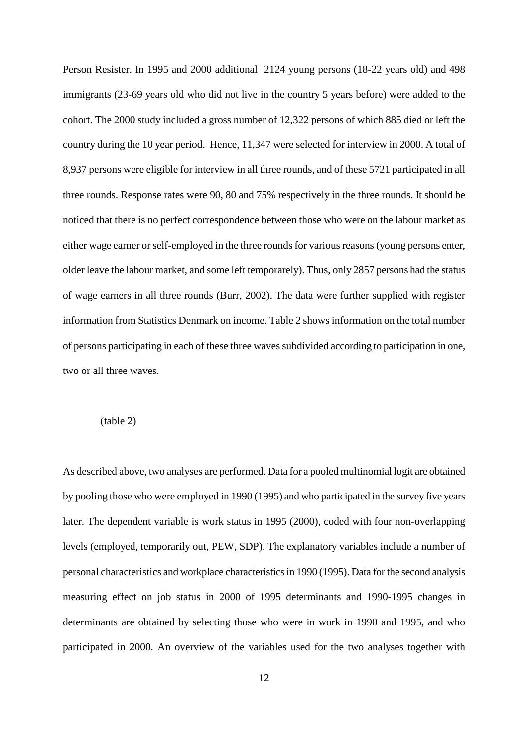Person Resister. In 1995 and 2000 additional  2124 young persons (18-22 years old) and 498 immigrants (23-69 years old who did not live in the country 5 years before) were added to the cohort. The 2000 study included a gross number of 12,322 persons of which 885 died or left the country during the 10 year period.  Hence, 11,347 were selected for interview in 2000. A total of 8,937 persons were eligible for interview in all three rounds, and of these 5721 participated in all three rounds. Response rates were 90, 80 and 75% respectively in the three rounds. It should be noticed that there is no perfect correspondence between those who were on the labour market as either wage earner or self-employed in the three rounds for various reasons (young persons enter, older leave the labour market, and some left temporarely). Thus, only 2857 persons had the status of wage earners in all three rounds (Burr, 2002). The data were further supplied with register information from Statistics Denmark on income. Table 2 shows information on the total number of persons participating in each of these three waves subdivided according to participation in one, two or all three waves.

(table 2)

As described above, two analyses are performed. Data for a pooled multinomial logit are obtained by pooling those who were employed in 1990 (1995) and who participated in the survey five years later. The dependent variable is work status in 1995 (2000), coded with four non-overlapping levels (employed, temporarily out, PEW, SDP). The explanatory variables include a number of personal characteristics and workplace characteristics in 1990 (1995). Data for the second analysis measuring effect on job status in 2000 of 1995 determinants and 1990-1995 changes in determinants are obtained by selecting those who were in work in 1990 and 1995, and who participated in 2000. An overview of the variables used for the two analyses together with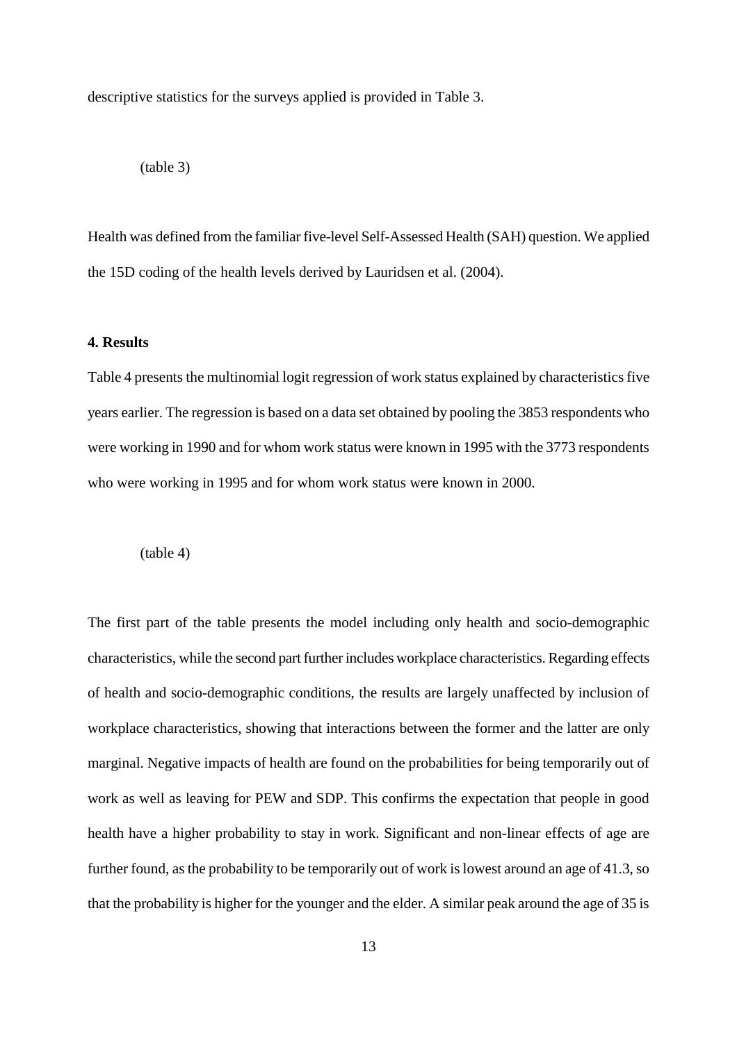descriptive statistics for the surveys applied is provided in Table 3.

(table 3)

Health was defined from the familiar five-level Self-Assessed Health (SAH) question. We applied the 15D coding of the health levels derived by Lauridsen et al. (2004).

## 4. Results

Table 4 presents the multinomial logit regression of work status explained by characteristics five years earlier. The regression is based on a data set obtained by pooling the 3853 respondents who were working in 1990 and for whom work status were known in 1995 with the 3773 respondents who were working in 1995 and for whom work status were known in 2000.

(table 4)

The first part of the table presents the model including only health and socio-demographic characteristics, while the second part further includes workplace characteristics. Regarding effects of health and socio-demographic conditions, the results are largely unaffected by inclusion of workplace characteristics, showing that interactions between the former and the latter are only marginal. Negative impacts of health are found on the probabilities for being temporarily out of work as well as leaving for PEW and SDP. This confirms the expectation that people in good health have a higher probability to stay in work. Significant and non-linear effects of age are further found, as the probability to be temporarily out of work is lowest around an age of 41.3, so that the probability is higher for the younger and the elder. A similar peak around the age of 35 is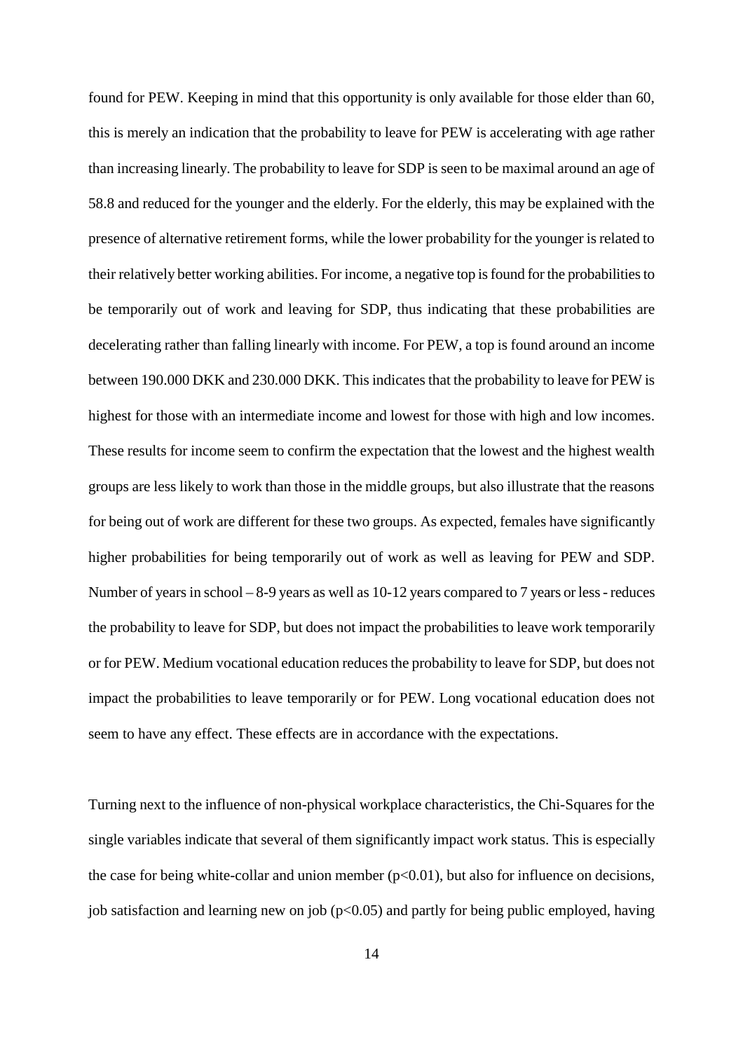found for PEW. Keeping in mind that this opportunity is only available for those elder than 60, this is merely an indication that the probability to leave for PEW is accelerating with age rather than increasing linearly. The probability to leave for SDP is seen to be maximal around an age of 58.8 and reduced for the younger and the elderly. For the elderly, this may be explained with the presence of alternative retirement forms, while the lower probability for the younger is related to their relatively better working abilities. For income, a negative top is found for the probabilities to be temporarily out of work and leaving for SDP, thus indicating that these probabilities are decelerating rather than falling linearly with income. For PEW, a top is found around an income between 190.000 DKK and 230.000 DKK. This indicates that the probability to leave for PEW is highest for those with an intermediate income and lowest for those with high and low incomes. These results for income seem to confirm the expectation that the lowest and the highest wealth groups are less likely to work than those in the middle groups, but also illustrate that the reasons for being out of work are different for these two groups. As expected, females have significantly higher probabilities for being temporarily out of work as well as leaving for PEW and SDP. Number of years in school – 8-9 years as well as 10-12 years compared to 7 years or less - reduces the probability to leave for SDP, but does not impact the probabilities to leave work temporarily or for PEW. Medium vocational education reduces the probability to leave for SDP, but does not impact the probabilities to leave temporarily or for PEW. Long vocational education does not seem to have any effect. These effects are in accordance with the expectations.

Turning next to the influence of non-physical workplace characteristics, the Chi-Squares for the single variables indicate that several of them significantly impact work status. This is especially the case for being white-collar and union member ($p<0.01$), but also for influence on decisions, job satisfaction and learning new on job ($p<0.05$) and partly for being public employed, having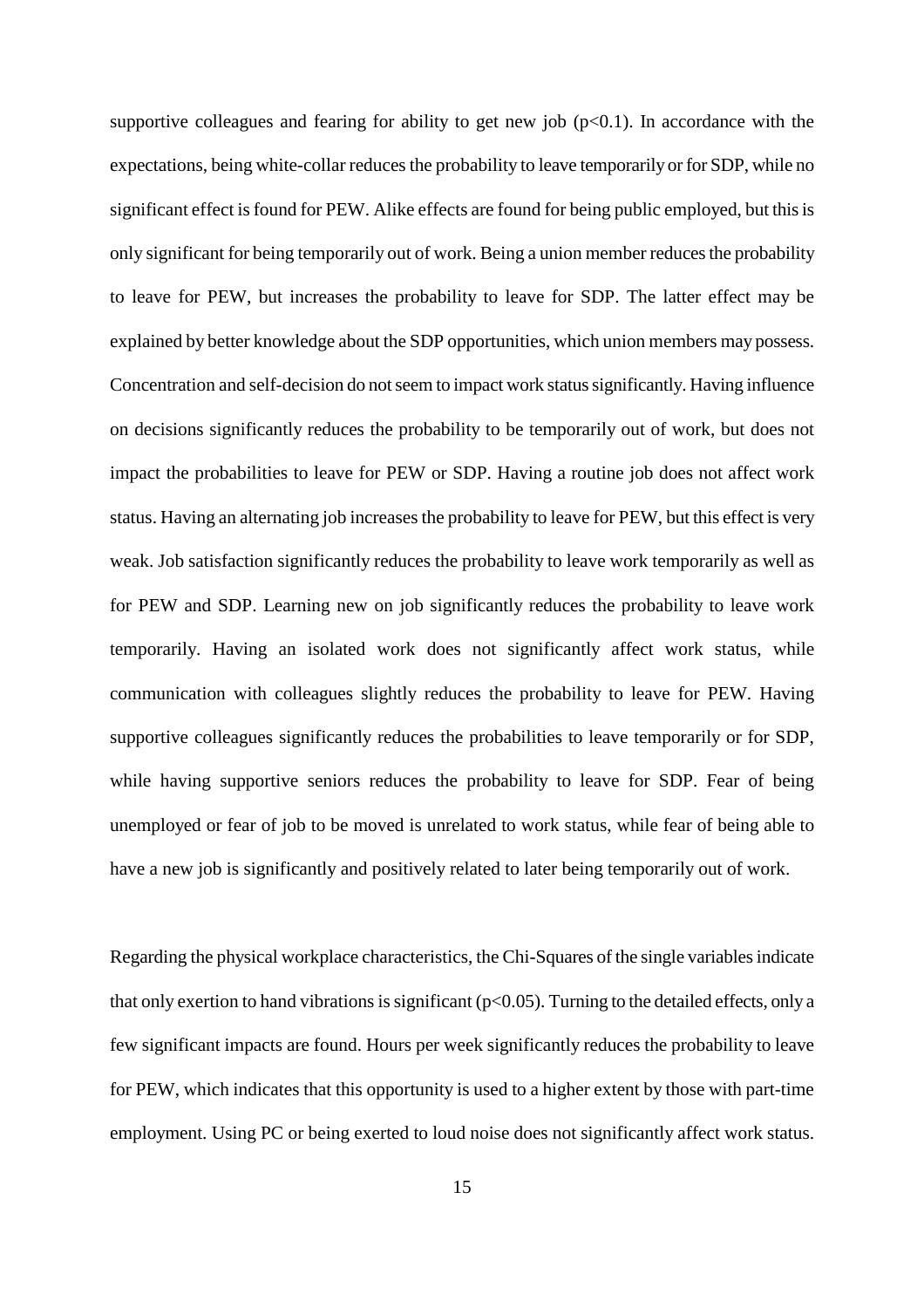supportive colleagues and fearing for ability to get new job ($p<0.1$). In accordance with the expectations, being white-collar reduces the probability to leave temporarily or for SDP, while no significant effect is found for PEW. Alike effects are found for being public employed, but this is only significant for being temporarily out of work. Being a union member reduces the probability to leave for PEW, but increases the probability to leave for SDP. The latter effect may be explained by better knowledge about the SDP opportunities, which union members may possess. Concentration and self-decision do not seem to impact work status significantly. Having influence on decisions significantly reduces the probability to be temporarily out of work, but does not impact the probabilities to leave for PEW or SDP. Having a routine job does not affect work status. Having an alternating job increases the probability to leave for PEW, but this effect is very weak. Job satisfaction significantly reduces the probability to leave work temporarily as well as for PEW and SDP. Learning new on job significantly reduces the probability to leave work temporarily. Having an isolated work does not significantly affect work status, while communication with colleagues slightly reduces the probability to leave for PEW. Having supportive colleagues significantly reduces the probabilities to leave temporarily or for SDP, while having supportive seniors reduces the probability to leave for SDP. Fear of being unemployed or fear of job to be moved is unrelated to work status, while fear of being able to have a new job is significantly and positively related to later being temporarily out of work.

Regarding the physical workplace characteristics, the Chi-Squares of the single variables indicate that only exertion to hand vibrations is significant ($p<0.05$). Turning to the detailed effects, only a few significant impacts are found. Hours per week significantly reduces the probability to leave for PEW, which indicates that this opportunity is used to a higher extent by those with part-time employment. Using PC or being exerted to loud noise does not significantly affect work status.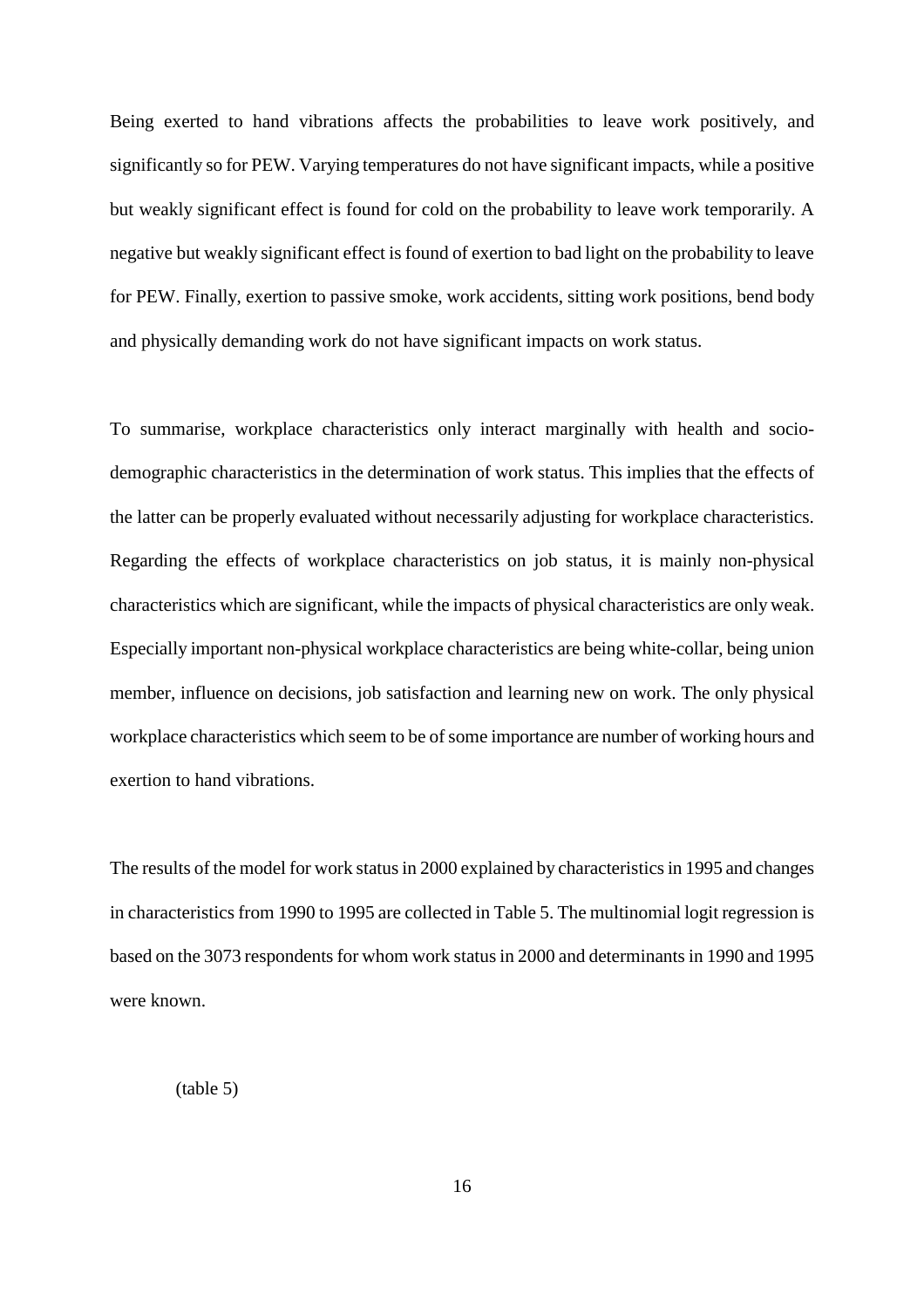Being exerted to hand vibrations affects the probabilities to leave work positively, and significantly so for PEW. Varying temperatures do not have significant impacts, while a positive but weakly significant effect is found for cold on the probability to leave work temporarily. A negative but weakly significant effect is found of exertion to bad light on the probability to leave for PEW. Finally, exertion to passive smoke, work accidents, sitting work positions, bend body and physically demanding work do not have significant impacts on work status.

To summarise, workplace characteristics only interact marginally with health and socio-demographic characteristics in the determination of work status. This implies that the effects of the latter can be properly evaluated without necessarily adjusting for workplace characteristics. Regarding the effects of workplace characteristics on job status, it is mainly non-physical characteristics which are significant, while the impacts of physical characteristics are only weak. Especially important non-physical workplace characteristics are being white-collar, being union member, influence on decisions, job satisfaction and learning new on work. The only physical workplace characteristics which seem to be of some importance are number of working hours and exertion to hand vibrations.

The results of the model for work status in 2000 explained by characteristics in 1995 and changes in characteristics from 1990 to 1995 are collected in Table 5. The multinomial logit regression is based on the 3073 respondents for whom work status in 2000 and determinants in 1990 and 1995 were known.

(table 5)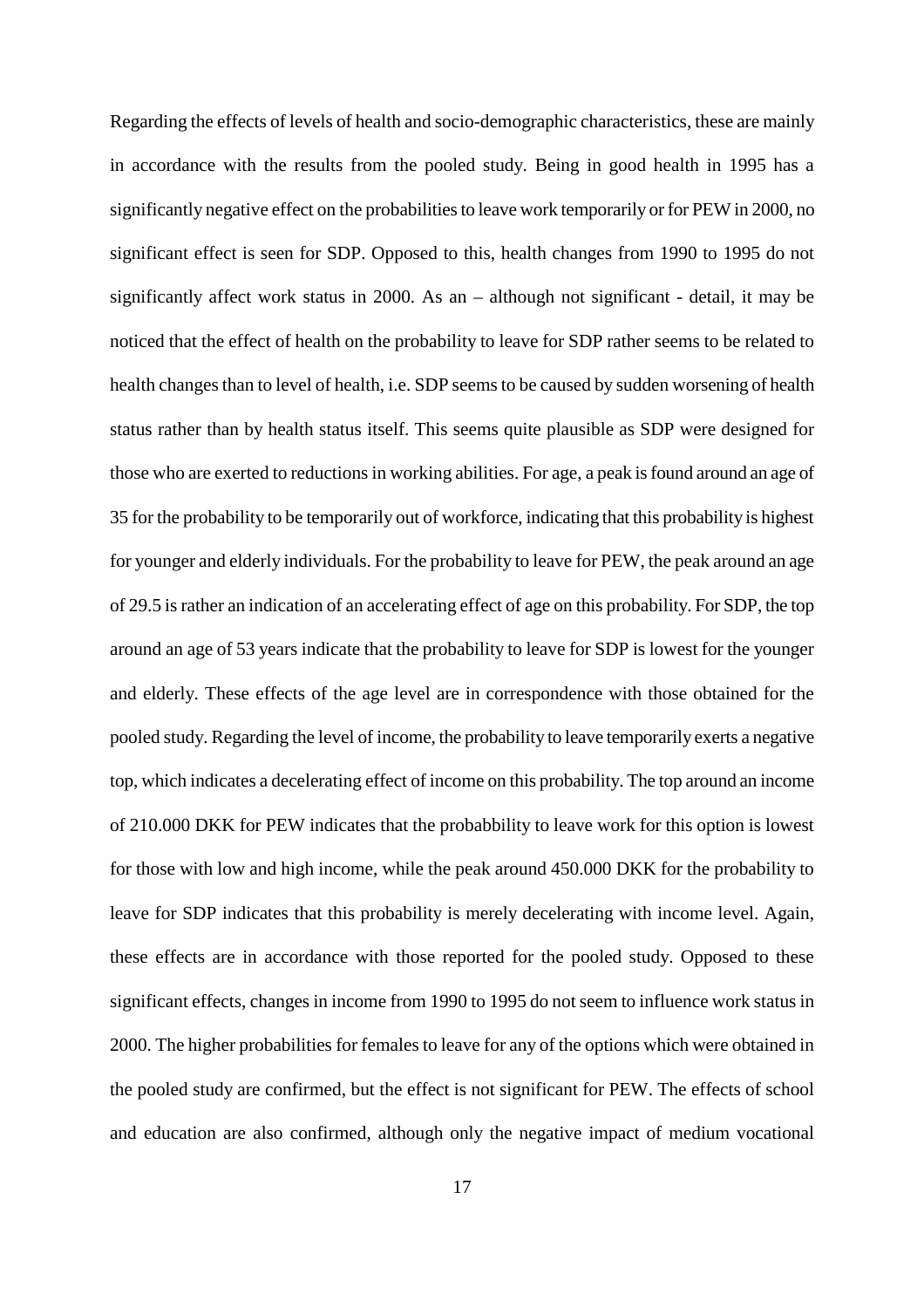Regarding the effects of levels of health and socio-demographic characteristics, these are mainly in accordance with the results from the pooled study. Being in good health in 1995 has a significantly negative effect on the probabilities to leave work temporarily or for PEW in 2000, no significant effect is seen for SDP. Opposed to this, health changes from 1990 to 1995 do not significantly affect work status in 2000. As an – although not significant - detail, it may be noticed that the effect of health on the probability to leave for SDP rather seems to be related to health changes than to level of health, i.e. SDP seems to be caused by sudden worsening of health status rather than by health status itself. This seems quite plausible as SDP were designed for those who are exerted to reductions in working abilities. For age, a peak is found around an age of 35 for the probability to be temporarily out of workforce, indicating that this probability is highest for younger and elderly individuals. For the probability to leave for PEW, the peak around an age of 29.5 is rather an indication of an accelerating effect of age on this probability. For SDP, the top around an age of 53 years indicate that the probability to leave for SDP is lowest for the younger and elderly. These effects of the age level are in correspondence with those obtained for the pooled study. Regarding the level of income, the probability to leave temporarily exerts a negative top, which indicates a decelerating effect of income on this probability. The top around an income of 210.000 DKK for PEW indicates that the probabbility to leave work for this option is lowest for those with low and high income, while the peak around 450.000 DKK for the probability to leave for SDP indicates that this probability is merely decelerating with income level. Again, these effects are in accordance with those reported for the pooled study. Opposed to these significant effects, changes in income from 1990 to 1995 do not seem to influence work status in 2000. The higher probabilities for females to leave for any of the options which were obtained in the pooled study are confirmed, but the effect is not significant for PEW. The effects of school and education are also confirmed, although only the negative impact of medium vocational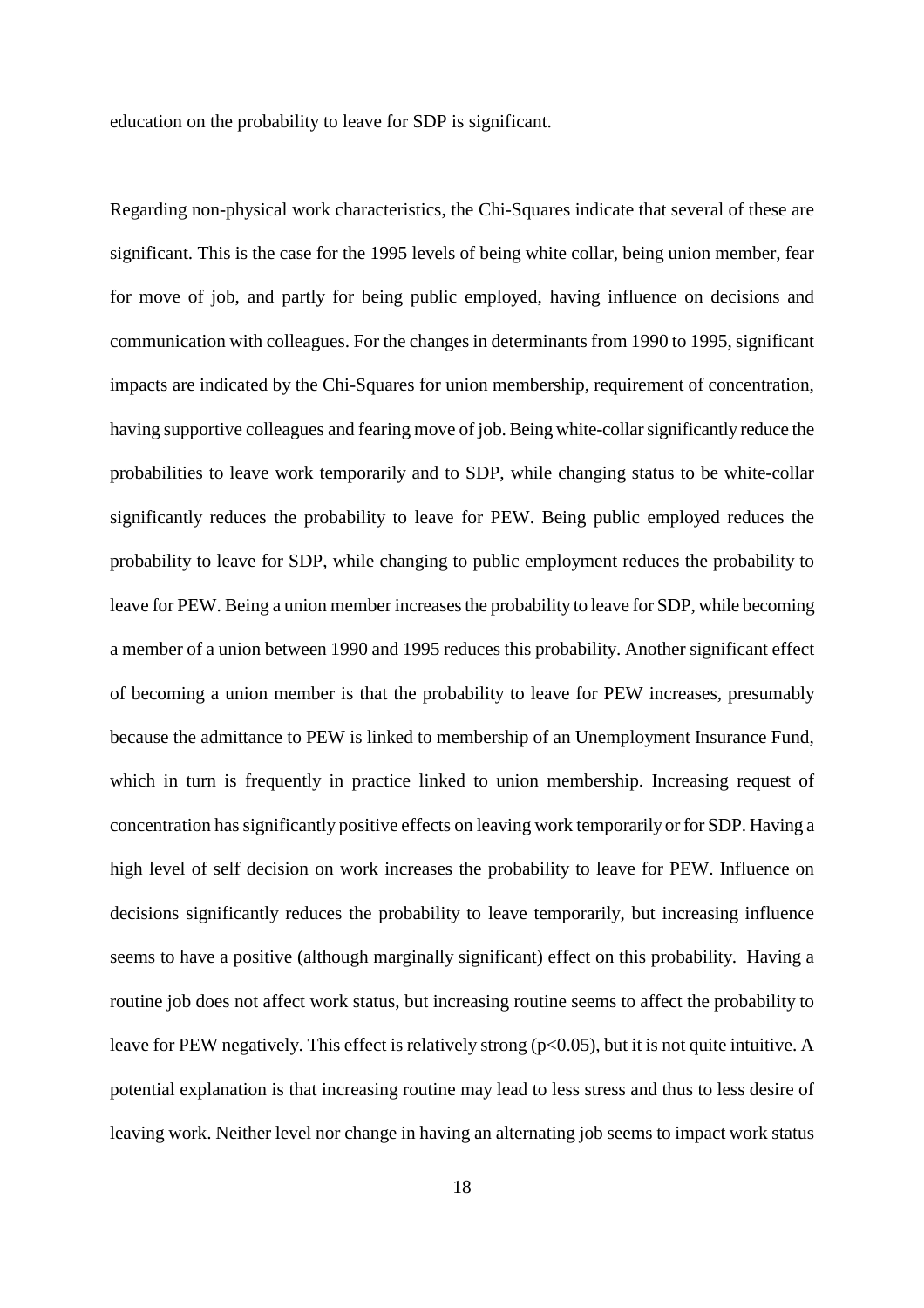education on the probability to leave for SDP is significant.

Regarding non-physical work characteristics, the Chi-Squares indicate that several of these are significant. This is the case for the 1995 levels of being white collar, being union member, fear for move of job, and partly for being public employed, having influence on decisions and communication with colleagues. For the changes in determinants from 1990 to 1995, significant impacts are indicated by the Chi-Squares for union membership, requirement of concentration, having supportive colleagues and fearing move of job. Being white-collar significantly reduce the probabilities to leave work temporarily and to SDP, while changing status to be white-collar significantly reduces the probability to leave for PEW. Being public employed reduces the probability to leave for SDP, while changing to public employment reduces the probability to leave for PEW. Being a union member increases the probability to leave for SDP, while becoming a member of a union between 1990 and 1995 reduces this probability. Another significant effect of becoming a union member is that the probability to leave for PEW increases, presumably because the admittance to PEW is linked to membership of an Unemployment Insurance Fund, which in turn is frequently in practice linked to union membership. Increasing request of concentration has significantly positive effects on leaving work temporarily or for SDP. Having a high level of self decision on work increases the probability to leave for PEW. Influence on decisions significantly reduces the probability to leave temporarily, but increasing influence seems to have a positive (although marginally significant) effect on this probability. Having a routine job does not affect work status, but increasing routine seems to affect the probability to leave for PEW negatively. This effect is relatively strong ($p<0.05$), but it is not quite intuitive. A potential explanation is that increasing routine may lead to less stress and thus to less desire of leaving work. Neither level nor change in having an alternating job seems to impact work status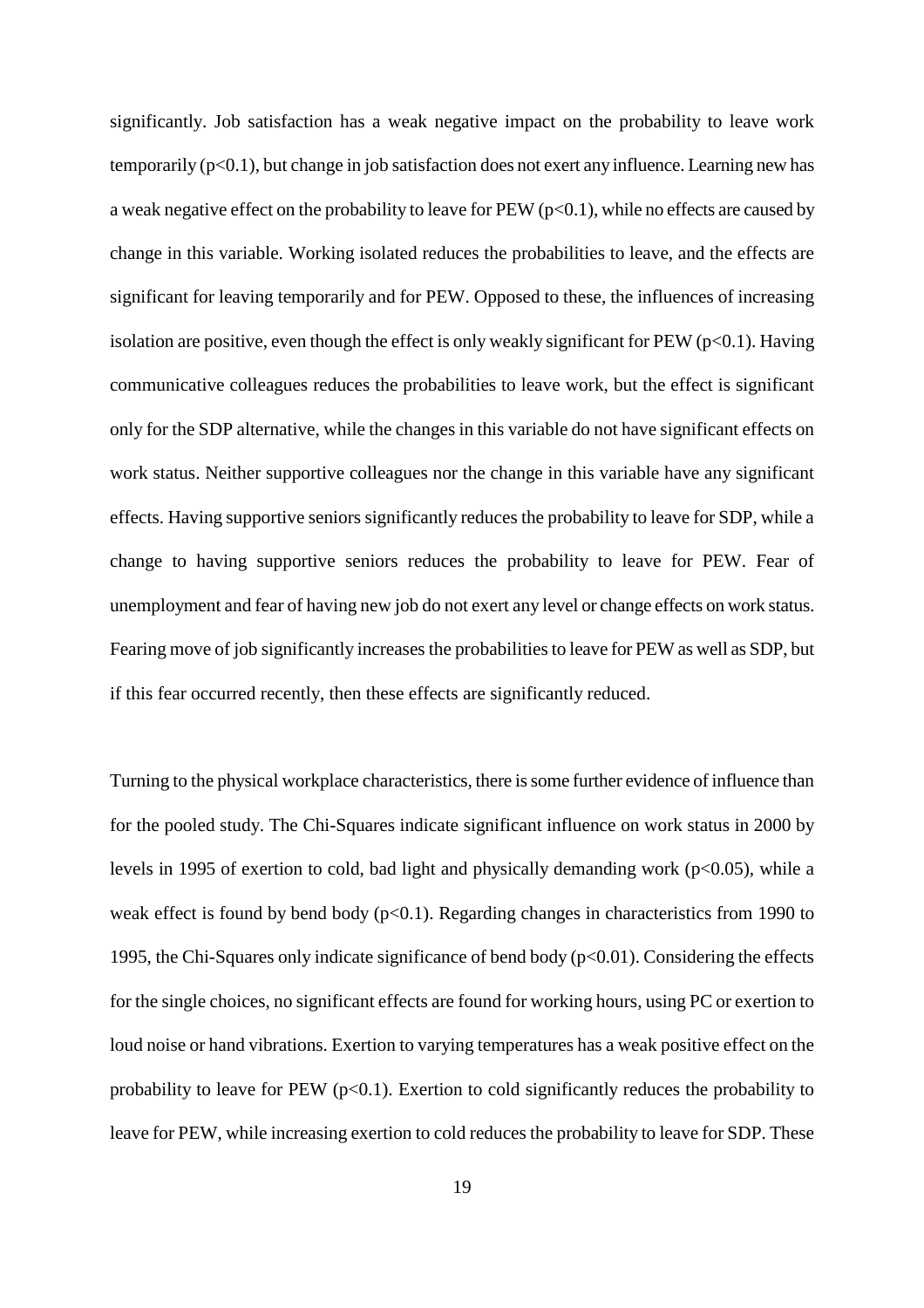significantly. Job satisfaction has a weak negative impact on the probability to leave work temporarily ($p<0.1$), but change in job satisfaction does not exert any influence. Learning new has a weak negative effect on the probability to leave for PEW ($p<0.1$), while no effects are caused by change in this variable. Working isolated reduces the probabilities to leave, and the effects are significant for leaving temporarily and for PEW. Opposed to these, the influences of increasing isolation are positive, even though the effect is only weakly significant for PEW ($p<0.1$). Having communicative colleagues reduces the probabilities to leave work, but the effect is significant only for the SDP alternative, while the changes in this variable do not have significant effects on work status. Neither supportive colleagues nor the change in this variable have any significant effects. Having supportive seniors significantly reduces the probability to leave for SDP, while a change to having supportive seniors reduces the probability to leave for PEW. Fear of unemployment and fear of having new job do not exert any level or change effects on work status. Fearing move of job significantly increases the probabilities to leave for PEW as well as SDP, but if this fear occurred recently, then these effects are significantly reduced.

Turning to the physical workplace characteristics, there is some further evidence of influence than for the pooled study. The Chi-Squares indicate significant influence on work status in 2000 by levels in 1995 of exertion to cold, bad light and physically demanding work ($p<0.05$), while a weak effect is found by bend body ($p<0.1$). Regarding changes in characteristics from 1990 to 1995, the Chi-Squares only indicate significance of bend body ($p<0.01$). Considering the effects for the single choices, no significant effects are found for working hours, using PC or exertion to loud noise or hand vibrations. Exertion to varying temperatures has a weak positive effect on the probability to leave for PEW ($p<0.1$). Exertion to cold significantly reduces the probability to leave for PEW, while increasing exertion to cold reduces the probability to leave for SDP. These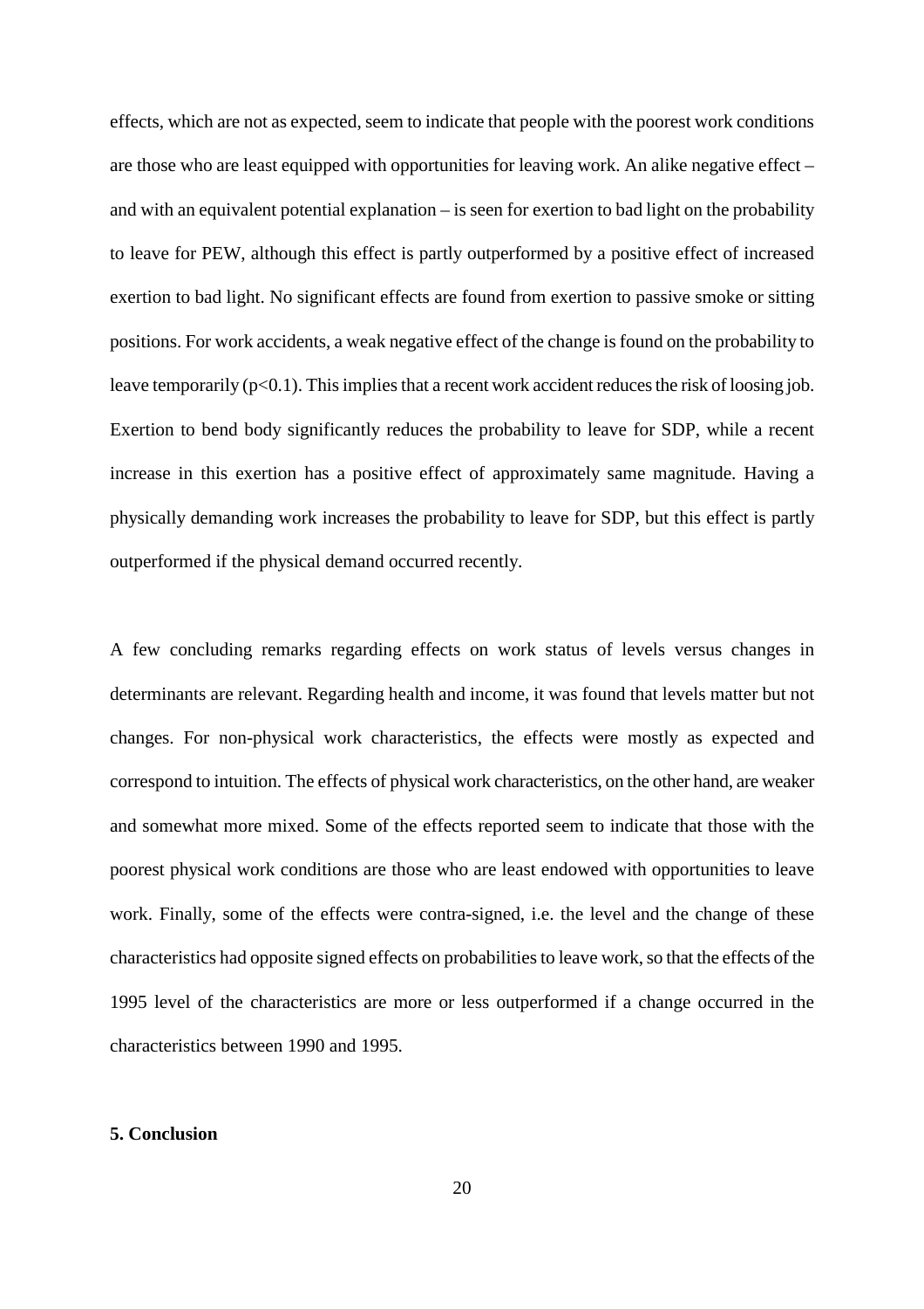effects, which are not as expected, seem to indicate that people with the poorest work conditions are those who are least equipped with opportunities for leaving work. An alike negative effect – and with an equivalent potential explanation – is seen for exertion to bad light on the probability to leave for PEW, although this effect is partly outperformed by a positive effect of increased exertion to bad light. No significant effects are found from exertion to passive smoke or sitting positions. For work accidents, a weak negative effect of the change is found on the probability to leave temporarily ($p<0.1$). This implies that a recent work accident reduces the risk of loosing job. Exertion to bend body significantly reduces the probability to leave for SDP, while a recent increase in this exertion has a positive effect of approximately same magnitude. Having a physically demanding work increases the probability to leave for SDP, but this effect is partly outperformed if the physical demand occurred recently.

A few concluding remarks regarding effects on work status of levels versus changes in determinants are relevant. Regarding health and income, it was found that levels matter but not changes. For non-physical work characteristics, the effects were mostly as expected and correspond to intuition. The effects of physical work characteristics, on the other hand, are weaker and somewhat more mixed. Some of the effects reported seem to indicate that those with the poorest physical work conditions are those who are least endowed with opportunities to leave work. Finally, some of the effects were contra-signed, i.e. the level and the change of these characteristics had opposite signed effects on probabilities to leave work, so that the effects of the 1995 level of the characteristics are more or less outperformed if a change occurred in the characteristics between 1990 and 1995.

**5. Conclusion**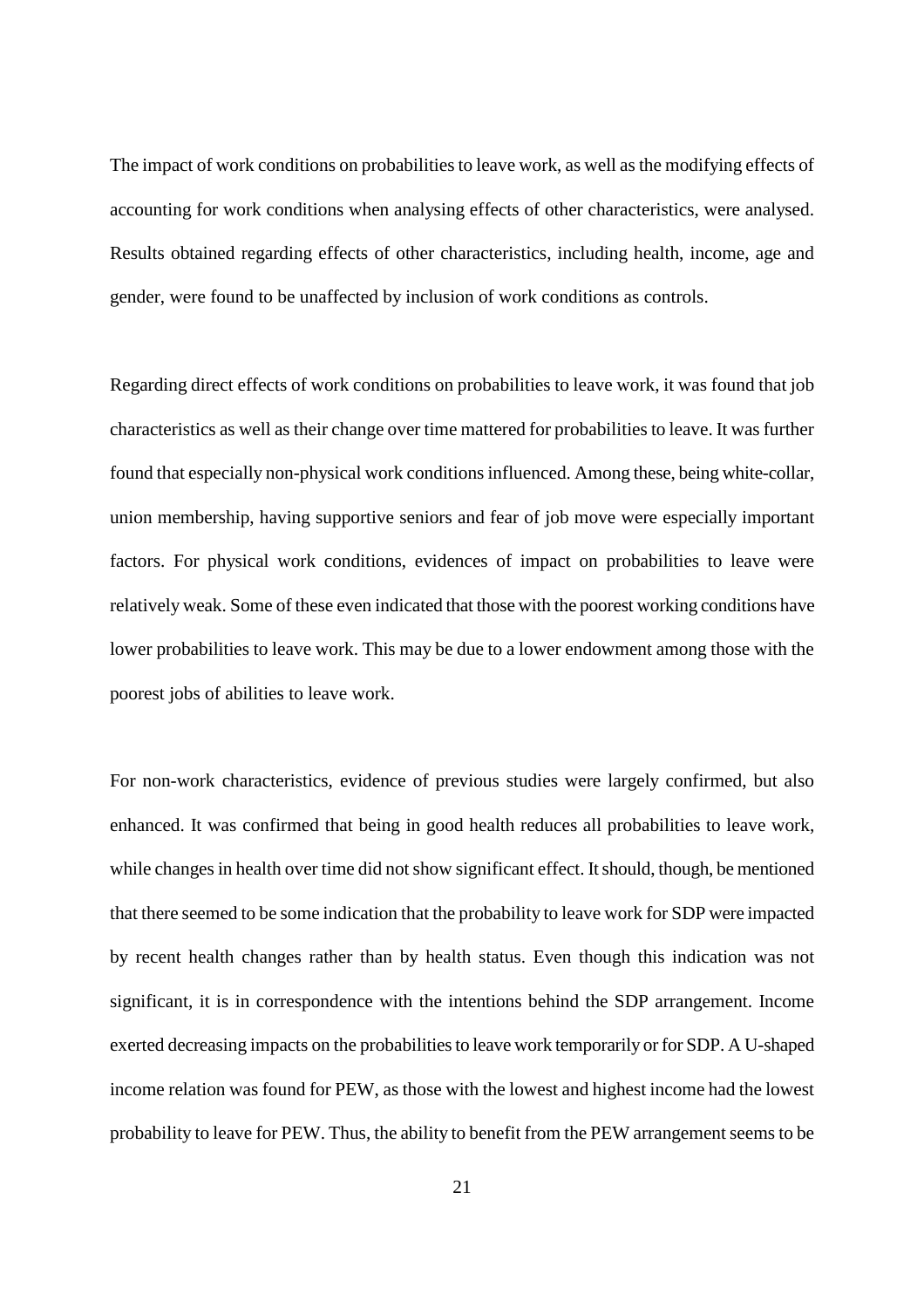The impact of work conditions on probabilities to leave work, as well as the modifying effects of accounting for work conditions when analysing effects of other characteristics, were analysed. Results obtained regarding effects of other characteristics, including health, income, age and gender, were found to be unaffected by inclusion of work conditions as controls.

Regarding direct effects of work conditions on probabilities to leave work, it was found that job characteristics as well as their change over time mattered for probabilities to leave. It was further found that especially non-physical work conditions influenced. Among these, being white-collar, union membership, having supportive seniors and fear of job move were especially important factors. For physical work conditions, evidences of impact on probabilities to leave were relatively weak. Some of these even indicated that those with the poorest working conditions have lower probabilities to leave work. This may be due to a lower endowment among those with the poorest jobs of abilities to leave work.

For non-work characteristics, evidence of previous studies were largely confirmed, but also enhanced. It was confirmed that being in good health reduces all probabilities to leave work, while changes in health over time did not show significant effect. It should, though, be mentioned that there seemed to be some indication that the probability to leave work for SDP were impacted by recent health changes rather than by health status. Even though this indication was not significant, it is in correspondence with the intentions behind the SDP arrangement. Income exerted decreasing impacts on the probabilities to leave work temporarily or for SDP. A U-shaped income relation was found for PEW, as those with the lowest and highest income had the lowest probability to leave for PEW. Thus, the ability to benefit from the PEW arrangement seems to be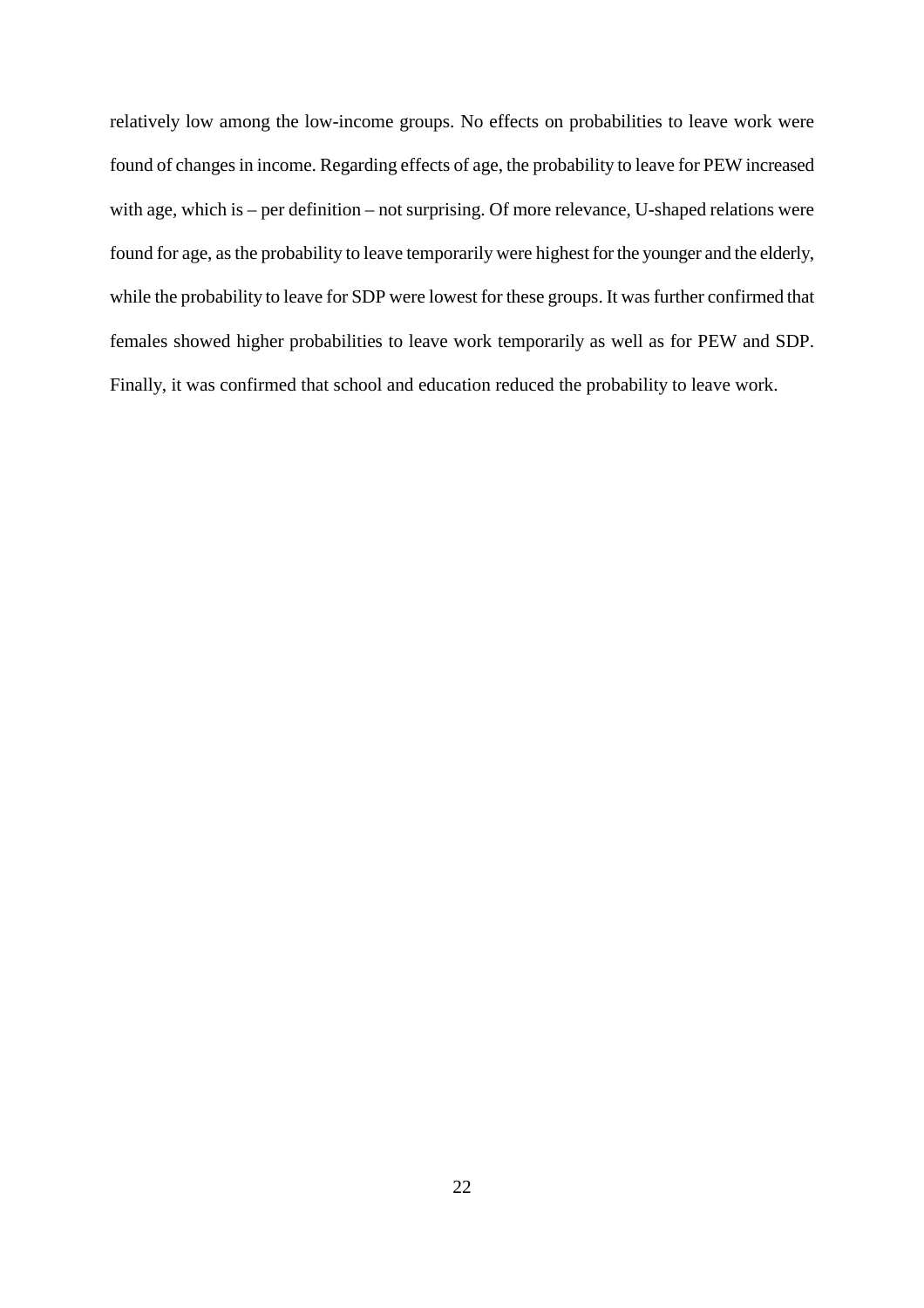relatively low among the low-income groups. No effects on probabilities to leave work were found of changes in income. Regarding effects of age, the probability to leave for PEW increased with age, which is – per definition – not surprising. Of more relevance, U-shaped relations were found for age, as the probability to leave temporarily were highest for the younger and the elderly, while the probability to leave for SDP were lowest for these groups. It was further confirmed that females showed higher probabilities to leave work temporarily as well as for PEW and SDP. Finally, it was confirmed that school and education reduced the probability to leave work.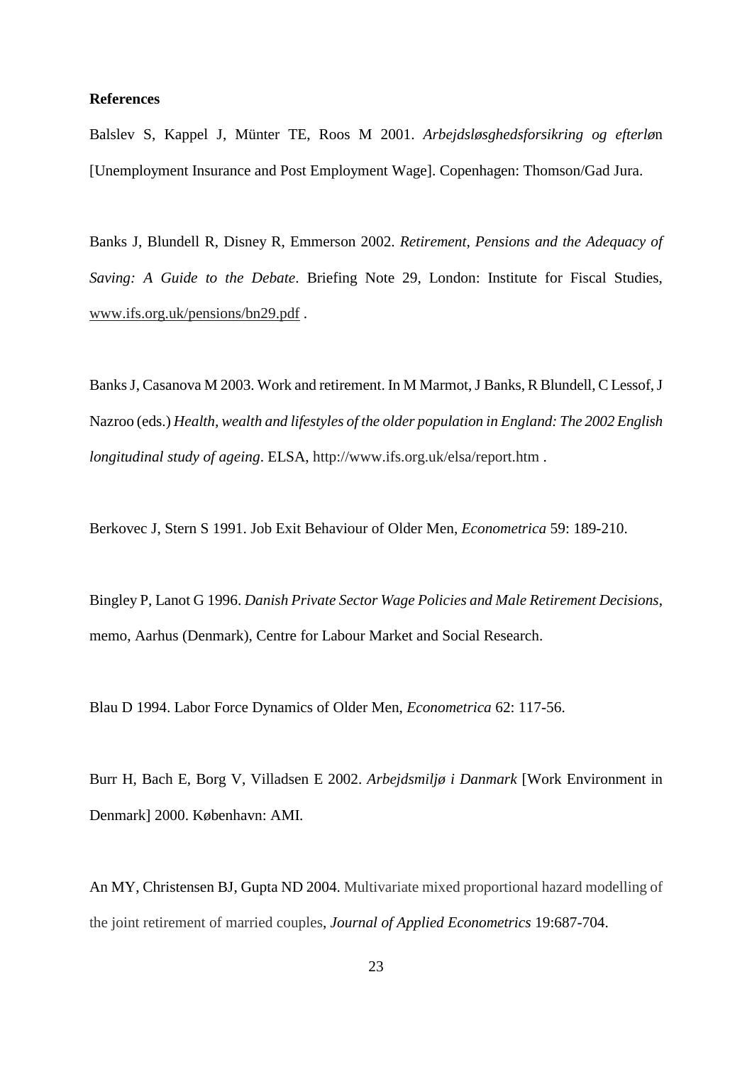**References**

Balslev S, Kappel J, Münter TE, Roos M 2001. *Arbejdsløsghedsforsikring og efterløn* [Unemployment Insurance and Post Employment Wage]. Copenhagen: Thomson/Gad Jura.

Banks J, Blundell R, Disney R, Emmerson 2002. *Retirement, Pensions and the Adequacy of Saving: A Guide to the Debate*. Briefing Note 29, London: Institute for Fiscal Studies, www.ifs.org.uk/pensions/bn29.pdf .

Banks J, Casanova M 2003. Work and retirement. In M Marmot, J Banks, R Blundell, C Lessof, J Nazroo (eds.) *Health, wealth and lifestyles of the older population in England: The 2002 English longitudinal study of ageing*. ELSA, http://www.ifs.org.uk/elsa/report.htm .

Berkovec J, Stern S 1991. Job Exit Behaviour of Older Men, *Econometrica* 59: 189-210.

Bingley P, Lanot G 1996. *Danish Private Sector Wage Policies and Male Retirement Decisions*, memo, Aarhus (Denmark), Centre for Labour Market and Social Research.

Blau D 1994. Labor Force Dynamics of Older Men, *Econometrica* 62: 117-56.

Burr H, Bach E, Borg V, Villadsen E 2002. *Arbejdsmiljø i Danmark* [Work Environment in Denmark] 2000. København: AMI.

An MY, Christensen BJ, Gupta ND 2004. Multivariate mixed proportional hazard modelling of the joint retirement of married couples, *Journal of Applied Econometrics* 19:687-704.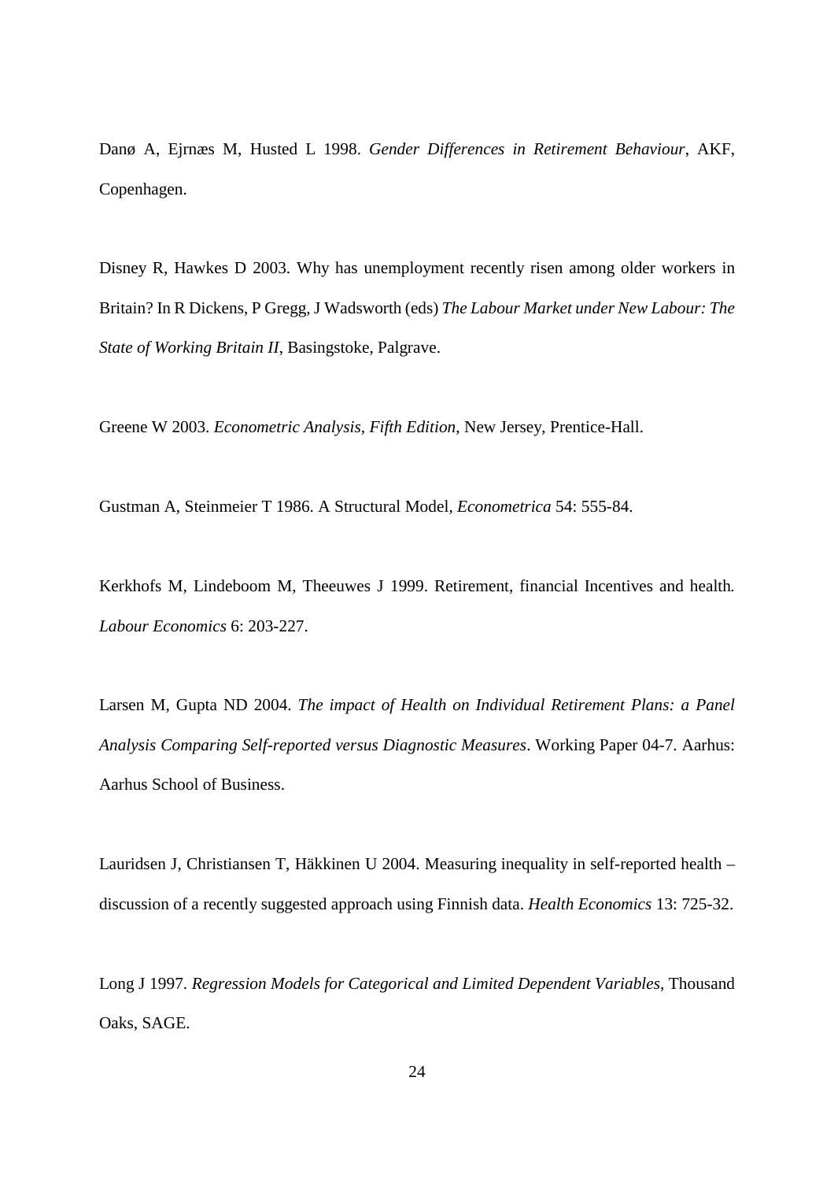Danø A, Ejrnæs M, Husted L 1998. *Gender Differences in Retirement Behaviour*, AKF, Copenhagen.

Disney R, Hawkes D 2003. Why has unemployment recently risen among older workers in Britain? In R Dickens, P Gregg, J Wadsworth (eds) *The Labour Market under New Labour: The State of Working Britain II*, Basingstoke, Palgrave.

Greene W 2003. *Econometric Analysis, Fifth Edition*, New Jersey, Prentice-Hall.

Gustman A, Steinmeier T 1986. A Structural Model, *Econometrica* 54: 555-84.

Kerkhofs M, Lindeboom M, Theeuwes J 1999. Retirement, financial Incentives and health. *Labour Economics* 6: 203-227.

Larsen M, Gupta ND 2004. *The impact of Health on Individual Retirement Plans: a Panel Analysis Comparing Self-reported versus Diagnostic Measures*. Working Paper 04-7. Aarhus: Aarhus School of Business.

Lauridsen J, Christiansen T, Häkkinen U 2004. Measuring inequality in self-reported health – discussion of a recently suggested approach using Finnish data. *Health Economics* 13: 725-32.

Long J 1997. *Regression Models for Categorical and Limited Dependent Variables*, Thousand Oaks, SAGE.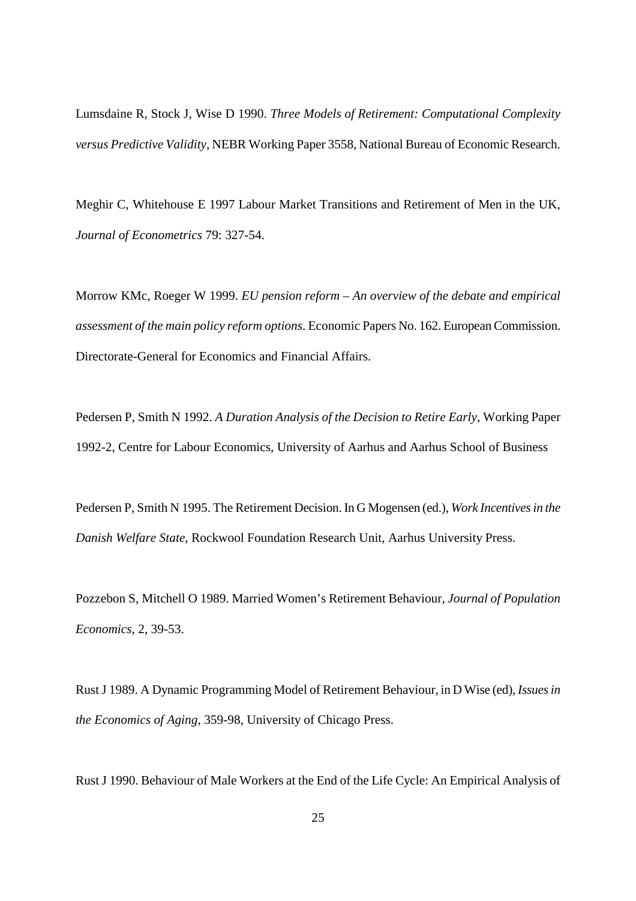Lumsdaine R, Stock J, Wise D 1990. *Three Models of Retirement: Computational Complexity versus Predictive Validity*, NEBR Working Paper 3558, National Bureau of Economic Research.

Meghir C, Whitehouse E 1997 Labour Market Transitions and Retirement of Men in the UK, *Journal of Econometrics* 79: 327-54.

Morrow KMc, Roeger W 1999. *EU pension reform – An overview of the debate and empirical assessment of the main policy reform options*. Economic Papers No. 162. European Commission. Directorate-General for Economics and Financial Affairs.

Pedersen P, Smith N 1992. *A Duration Analysis of the Decision to Retire Early*, Working Paper 1992-2, Centre for Labour Economics, University of Aarhus and Aarhus School of Business

Pedersen P, Smith N 1995. The Retirement Decision. In G Mogensen (ed.), *Work Incentives in the Danish Welfare State*, Rockwool Foundation Research Unit, Aarhus University Press.

Pozzebon S, Mitchell O 1989. Married Women's Retirement Behaviour, *Journal of Population Economics*, 2, 39-53.

Rust J 1989. A Dynamic Programming Model of Retirement Behaviour, in D Wise (ed), *Issues in the Economics of Aging*, 359-98, University of Chicago Press.

Rust J 1990. Behaviour of Male Workers at the End of the Life Cycle: An Empirical Analysis of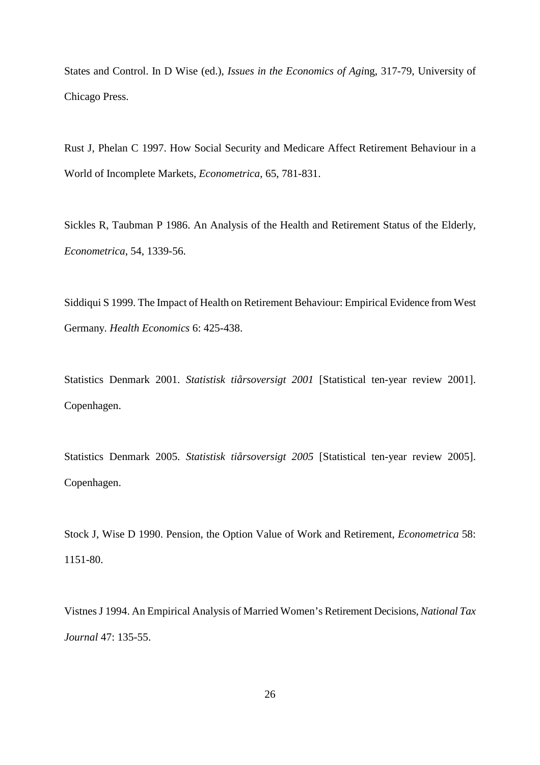States and Control. In D Wise (ed.), *Issues in the Economics of Agi*ng, 317-79, University of Chicago Press.

Rust J, Phelan C 1997. How Social Security and Medicare Affect Retirement Behaviour in a World of Incomplete Markets, *Econometrica*, 65, 781-831.

Sickles R, Taubman P 1986. An Analysis of the Health and Retirement Status of the Elderly, *Econometrica*, 54, 1339-56.

Siddiqui S 1999. The Impact of Health on Retirement Behaviour: Empirical Evidence from West Germany. *Health Economics* 6: 425-438.

Statistics Denmark 2001. *Statistisk tiårsoversigt 2001* [Statistical ten-year review 2001]. Copenhagen.

Statistics Denmark 2005. *Statistisk tiårsoversigt 2005* [Statistical ten-year review 2005]. Copenhagen.

Stock J, Wise D 1990. Pension, the Option Value of Work and Retirement, *Econometrica* 58: 1151-80.

Vistnes J 1994. An Empirical Analysis of Married Women's Retirement Decisions, *National Tax Journal* 47: 135-55.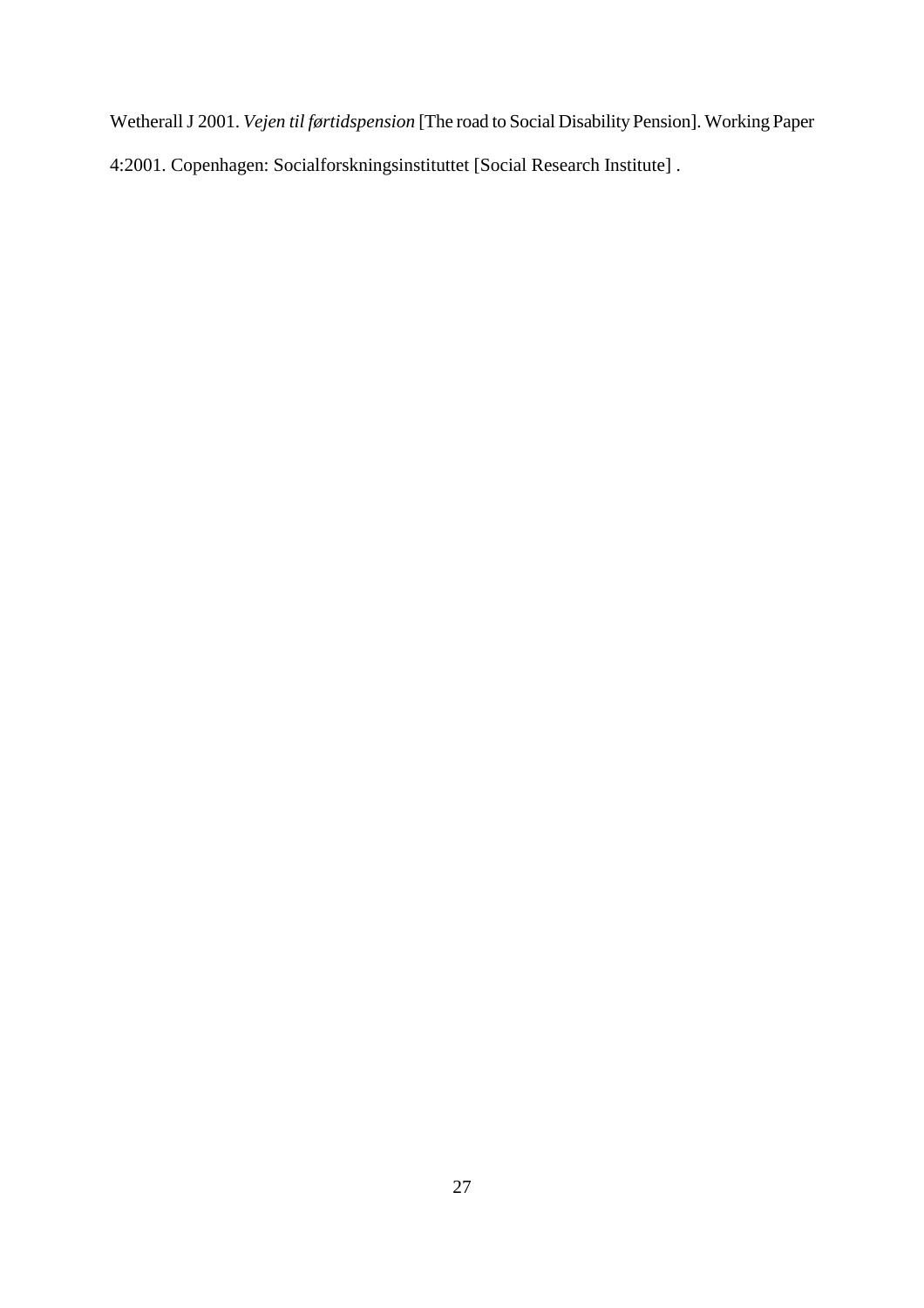Wetherall J 2001. *Vejen til førtidspension* [The road to Social Disability Pension]. Working Paper 4:2001. Copenhagen: Socialforskningsinstituttet [Social Research Institute] .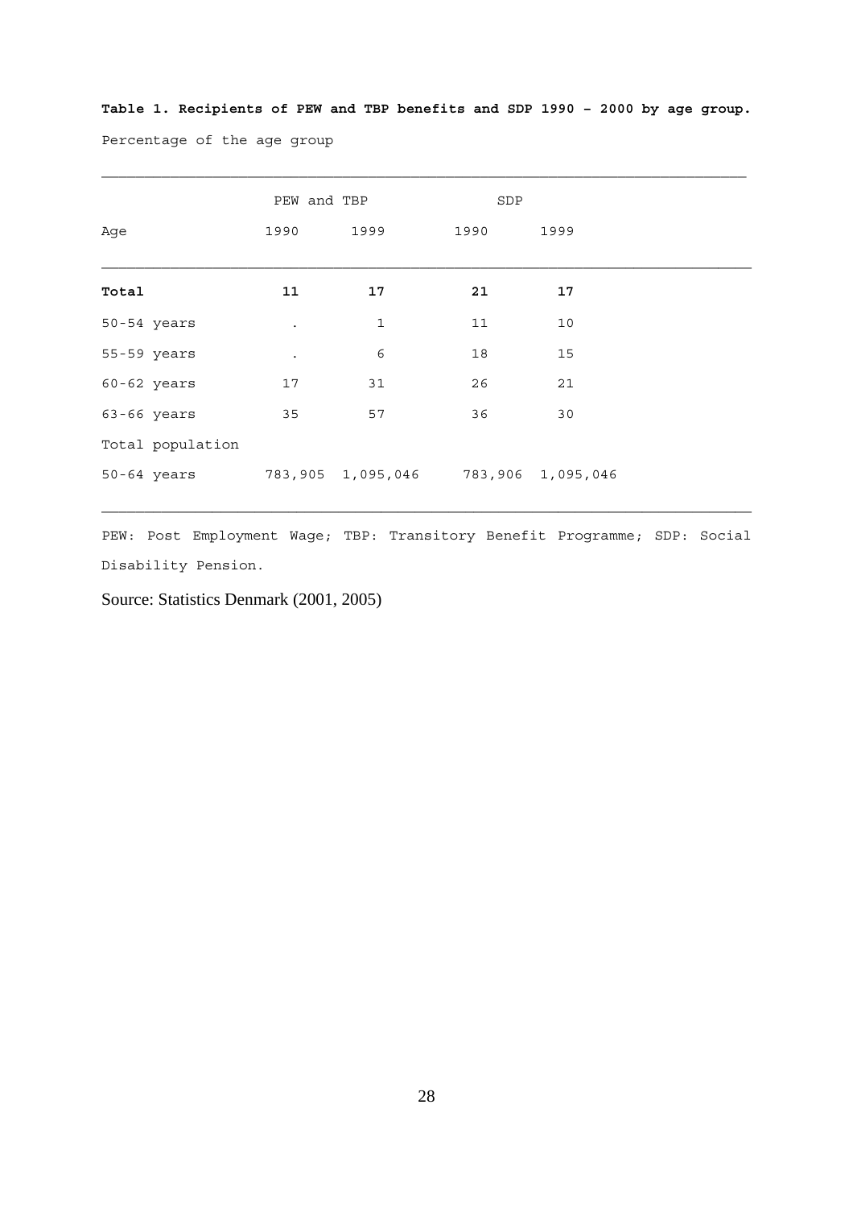**Table 1. Recipients of PEW and TBP benefits and SDP 1990 – 2000 by age group.**

Percentage of the age group

| | PEW and TBP | | SDP | |
|---|---|---|---|---|
| Age | 1990 | 1999 | 1990 | 1999 |
| **Total** | **11** | **17** | **21** | **17** |
| 50-54 years | . | 1 | 11 | 10 |
| 55-59 years | . | 6 | 18 | 15 |
| 60-62 years | 17 | 31 | 26 | 21 |
| 63-66 years | 35 | 57 | 36 | 30 |
| Total population | | | | |
| 50-64 years | 783,905 | 1,095,046 | 783,906 | 1,095,046 |

PEW: Post Employment Wage; TBP: Transitory Benefit Programme; SDP: Social Disability Pension.

Source: Statistics Denmark (2001, 2005)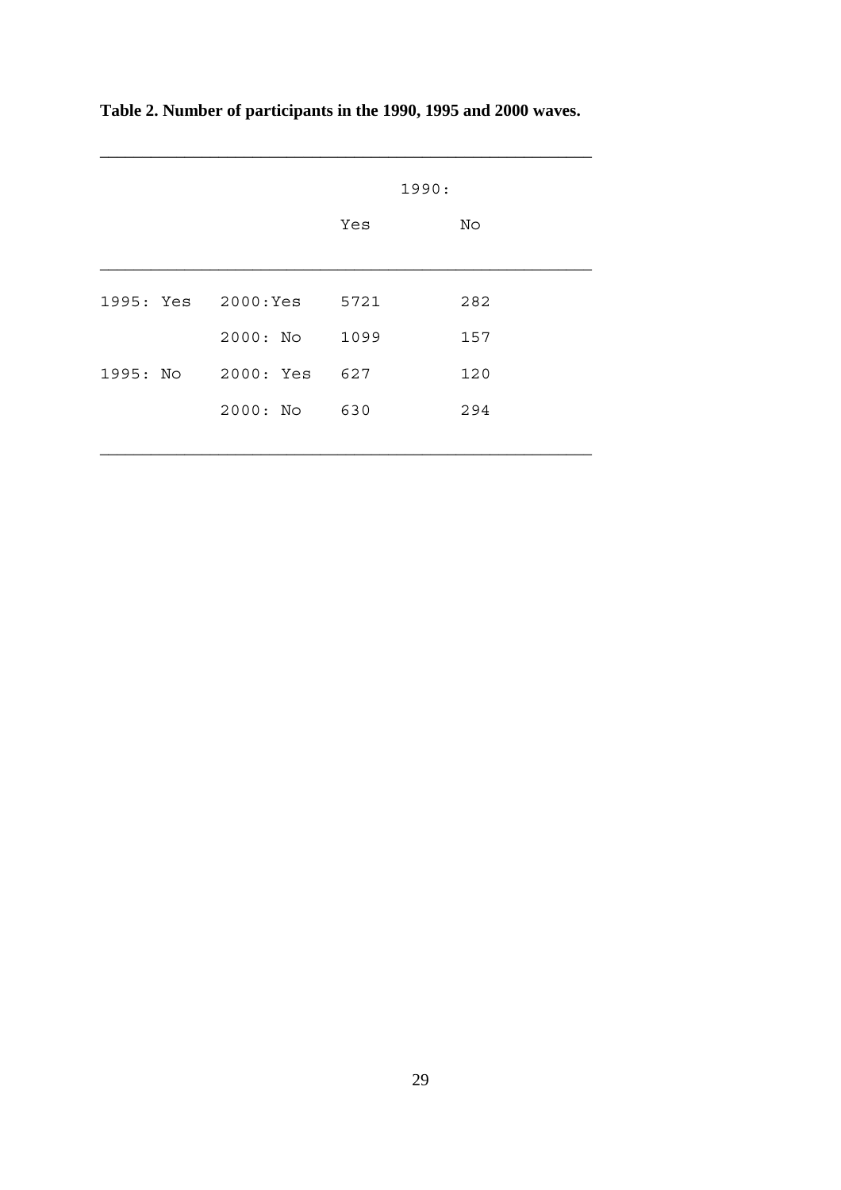**Table 2. Number of participants in the 1990, 1995 and 2000 waves.**

| | | 1990: | |
|---|---|---|---|
| | | Yes | No |
| 1995: Yes | 2000:Yes | 5721 | 282 |
| | 2000: No | 1099 | 157 |
| 1995: No | 2000: Yes | 627 | 120 |
| | 2000: No | 630 | 294 |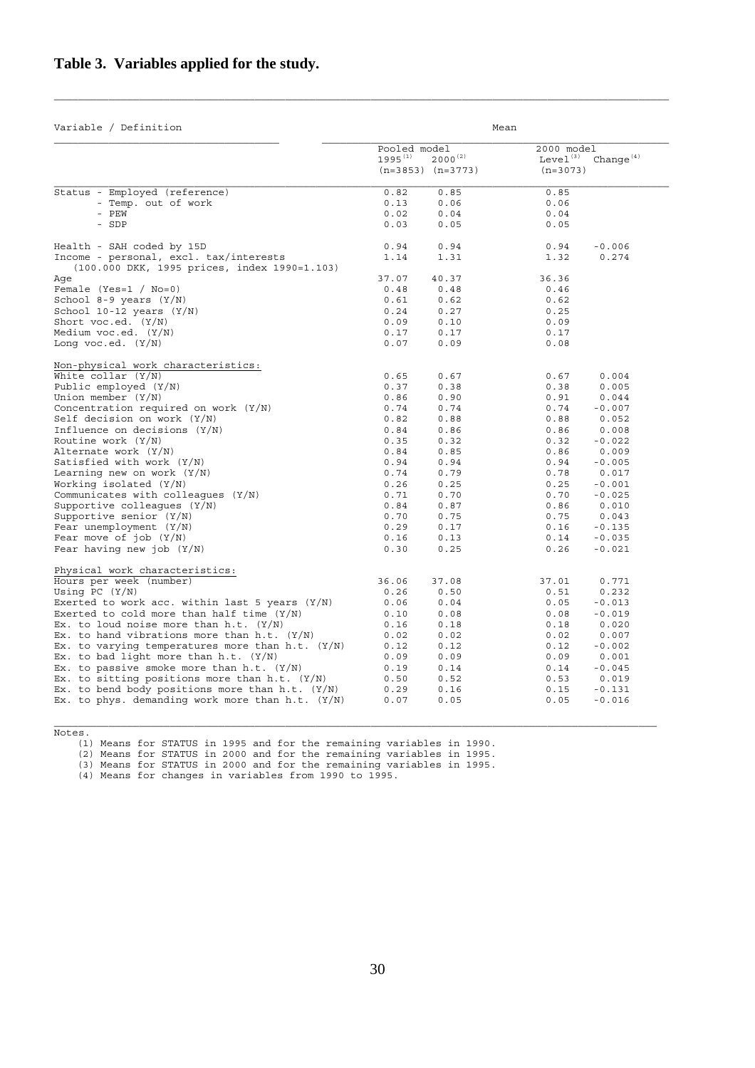## Table 3. Variables applied for the study.

| Variable / Definition | Mean | | | |
|---|---|---|---|---|
| | Pooled model | | 2000 model | |
| | 1995[(1)] (n=3853) | 2000[(2)] (n=3773) | Level[(3)] (n=3073) | Change[(4)] |
| Status - Employed (reference) | 0.82 | 0.85 | 0.85 | |
| - Temp. out of work | 0.13 | 0.06 | 0.06 | |
| - PEW | 0.02 | 0.04 | 0.04 | |
| - SDP | 0.03 | 0.05 | 0.05 | |
| Health - SAH coded by 15D | 0.94 | 0.94 | 0.94 | -0.006 |
| Income - personal, excl. tax/interests (100.000 DKK, 1995 prices, index 1990=1.103) | 1.14 | 1.31 | 1.32 | 0.274 |
| Age | 37.07 | 40.37 | 36.36 | |
| Female (Yes=1 / No=0) | 0.48 | 0.48 | 0.46 | |
| School 8-9 years (Y/N) | 0.61 | 0.62 | 0.62 | |
| School 10-12 years (Y/N) | 0.24 | 0.27 | 0.25 | |
| Short voc.ed. (Y/N) | 0.09 | 0.10 | 0.09 | |
| Medium voc.ed. (Y/N) | 0.17 | 0.17 | 0.17 | |
| Long voc.ed. (Y/N) | 0.07 | 0.09 | 0.08 | |
| Non-physical work characteristics: | | | | |
| White collar (Y/N) | 0.65 | 0.67 | 0.67 | 0.004 |
| Public employed (Y/N) | 0.37 | 0.38 | 0.38 | 0.005 |
| Union member (Y/N) | 0.86 | 0.90 | 0.91 | 0.044 |
| Concentration required on work (Y/N) | 0.74 | 0.74 | 0.74 | -0.007 |
| Self decision on work (Y/N) | 0.82 | 0.88 | 0.88 | 0.052 |
| Influence on decisions (Y/N) | 0.84 | 0.86 | 0.86 | 0.008 |
| Routine work (Y/N) | 0.35 | 0.32 | 0.32 | -0.022 |
| Alternate work (Y/N) | 0.84 | 0.85 | 0.86 | 0.009 |
| Satisfied with work (Y/N) | 0.94 | 0.94 | 0.94 | -0.005 |
| Learning new on work (Y/N) | 0.74 | 0.79 | 0.78 | 0.017 |
| Working isolated (Y/N) | 0.26 | 0.25 | 0.25 | -0.001 |
| Communicates with colleagues (Y/N) | 0.71 | 0.70 | 0.70 | -0.025 |
| Supportive colleagues (Y/N) | 0.84 | 0.87 | 0.86 | 0.010 |
| Supportive senior (Y/N) | 0.70 | 0.75 | 0.75 | 0.043 |
| Fear unemployment (Y/N) | 0.29 | 0.17 | 0.16 | -0.135 |
| Fear move of job (Y/N) | 0.16 | 0.13 | 0.14 | -0.035 |
| Fear having new job (Y/N) | 0.30 | 0.25 | 0.26 | -0.021 |
| Physical work characteristics: | | | | |
| Hours per week (number) | 36.06 | 37.08 | 37.01 | 0.771 |
| Using PC (Y/N) | 0.26 | 0.50 | 0.51 | 0.232 |
| Exerted to work acc. within last 5 years (Y/N) | 0.06 | 0.04 | 0.05 | -0.013 |
| Exerted to cold more than half time (Y/N) | 0.10 | 0.08 | 0.08 | -0.019 |
| Ex. to loud noise more than h.t. (Y/N) | 0.16 | 0.18 | 0.18 | 0.020 |
| Ex. to hand vibrations more than h.t. (Y/N) | 0.02 | 0.02 | 0.02 | 0.007 |
| Ex. to varying temperatures more than h.t. (Y/N) | 0.12 | 0.12 | 0.12 | -0.002 |
| Ex. to bad light more than h.t. (Y/N) | 0.09 | 0.09 | 0.09 | 0.001 |
| Ex. to passive smoke more than h.t. (Y/N) | 0.19 | 0.14 | 0.14 | -0.045 |
| Ex. to sitting positions more than h.t. (Y/N) | 0.50 | 0.52 | 0.53 | 0.019 |
| Ex. to bend body positions more than h.t. (Y/N) | 0.29 | 0.16 | 0.15 | -0.131 |
| Ex. to phys. demanding work more than h.t. (Y/N) | 0.07 | 0.05 | 0.05 | -0.016 |

Notes.

(1) Means for STATUS in 1995 and for the remaining variables in 1990.
(2) Means for STATUS in 2000 and for the remaining variables in 1995.
(3) Means for STATUS in 2000 and for the remaining variables in 1995.
(4) Means for changes in variables from 1990 to 1995.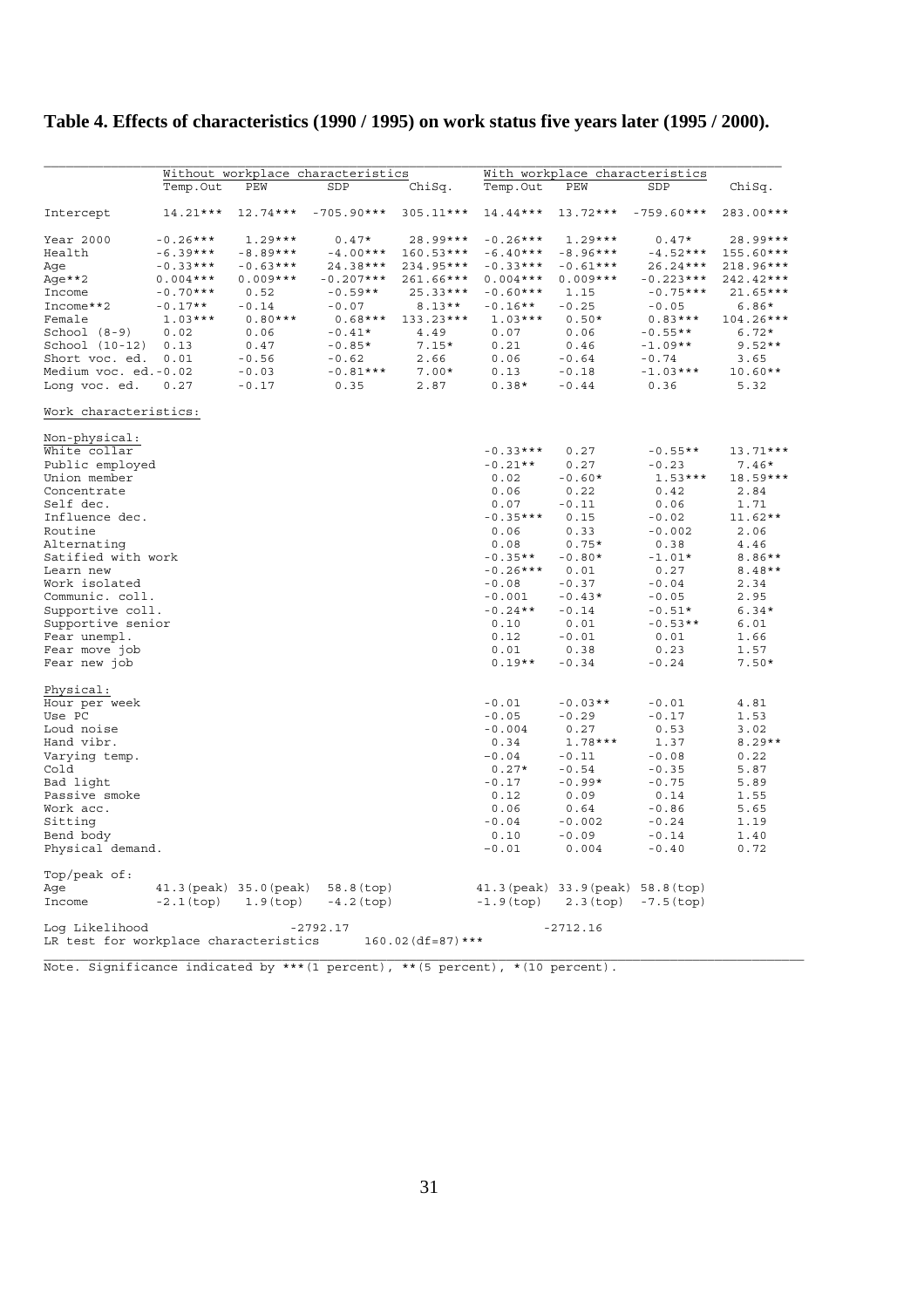**Table 4. Effects of characteristics (1990 / 1995) on work status five years later (1995 / 2000).**

| | Without workplace characteristics | | | | With workplace characteristics | | | |
|---|---|---|---|---|---|---|---|---|
| | Temp.Out | PEW | SDP | ChiSq. | Temp.Out | PEW | SDP | ChiSq. |
| Intercept | 14.21*** | 12.74*** | -705.90*** | 305.11*** | 14.44*** | 13.72*** | -759.60*** | 283.00*** |
| Year 2000 | -0.26*** | 1.29*** | 0.47* | 28.99*** | -0.26*** | 1.29*** | 0.47* | 28.99*** |
| Health | -6.39*** | -8.89*** | -4.00*** | 160.53*** | -6.40*** | -8.96*** | -4.52*** | 155.60*** |
| Age | -0.33*** | -0.63*** | 24.38*** | 234.95*** | -0.33*** | -0.61*** | 26.24*** | 218.96*** |
| Age**2 | 0.004*** | 0.009*** | -0.207*** | 261.66*** | 0.004*** | 0.009*** | -0.223*** | 242.42*** |
| Income | -0.70*** | 0.52 | -0.59** | 25.33*** | -0.60*** | 1.15 | -0.75*** | 21.65*** |
| Income**2 | -0.17** | -0.14 | -0.07 | 8.13** | -0.16** | -0.25 | -0.05 | 6.86* |
| Female | 1.03*** | 0.80*** | 0.68*** | 133.23*** | 1.03*** | 0.50* | 0.83*** | 104.26*** |
| School (8-9) | 0.02 | 0.06 | -0.41* | 4.49 | 0.07 | 0.06 | -0.55** | 6.72* |
| School (10-12) | 0.13 | 0.47 | -0.85* | 7.15* | 0.21 | 0.46 | -1.09** | 9.52** |
| Short voc. ed. | 0.01 | -0.56 | -0.62 | 2.66 | 0.06 | -0.64 | -0.74 | 3.65 |
| Medium voc. ed. | -0.02 | -0.03 | -0.81*** | 7.00* | 0.13 | -0.18 | -1.03*** | 10.60** |
| Long voc. ed. | 0.27 | -0.17 | 0.35 | 2.87 | 0.38* | -0.44 | 0.36 | 5.32 |
| Work characteristics: | | | | | | | | |
| Non-physical: | | | | | | | | |
| White collar | | | | | -0.33*** | 0.27 | -0.55** | 13.71*** |
| Public employed | | | | | -0.21** | 0.27 | -0.23 | 7.46* |
| Union member | | | | | 0.02 | -0.60* | 1.53*** | 18.59*** |
| Concentrate | | | | | 0.06 | 0.22 | 0.42 | 2.84 |
| Self dec. | | | | | 0.07 | -0.11 | 0.06 | 1.71 |
| Influence dec. | | | | | -0.35*** | 0.15 | -0.02 | 11.62** |
| Routine | | | | | 0.06 | 0.33 | -0.002 | 2.06 |
| Alternating | | | | | 0.08 | 0.75* | 0.38 | 4.46 |
| Satified with work | | | | | -0.35** | -0.80* | -1.01* | 8.86** |
| Learn new | | | | | -0.26*** | 0.01 | 0.27 | 8.48** |
| Work isolated | | | | | -0.08 | -0.37 | -0.04 | 2.34 |
| Communic. coll. | | | | | -0.001 | -0.43* | -0.05 | 2.95 |
| Supportive coll. | | | | | -0.24** | -0.14 | -0.51* | 6.34* |
| Supportive senior | | | | | 0.10 | 0.01 | -0.53** | 6.01 |
| Fear unempl. | | | | | 0.12 | -0.01 | 0.01 | 1.66 |
| Fear move job | | | | | 0.01 | 0.38 | 0.23 | 1.57 |
| Fear new job | | | | | 0.19** | -0.34 | -0.24 | 7.50* |
| Physical: | | | | | | | | |
| Hour per week | | | | | -0.01 | -0.03** | -0.01 | 4.81 |
| Use PC | | | | | -0.05 | -0.29 | -0.17 | 1.53 |
| Loud noise | | | | | -0.004 | 0.27 | 0.53 | 3.02 |
| Hand vibr. | | | | | 0.34 | 1.78*** | 1.37 | 8.29** |
| Varying temp. | | | | | -0.04 | -0.11 | -0.08 | 0.22 |
| Cold | | | | | 0.27* | -0.54 | -0.35 | 5.87 |
| Bad light | | | | | -0.17 | -0.99* | -0.75 | 5.89 |
| Passive smoke | | | | | 0.12 | 0.09 | 0.14 | 1.55 |
| Work acc. | | | | | 0.06 | 0.64 | -0.86 | 5.65 |
| Sitting | | | | | -0.04 | -0.002 | -0.24 | 1.19 |
| Bend body | | | | | 0.10 | -0.09 | -0.14 | 1.40 |
| Physical demand. | | | | | -0.01 | 0.004 | -0.40 | 0.72 |
| Top/peak of: | | | | | | | | |
| Age | 41.3(peak) | 35.0(peak) | 58.8(top) | | 41.3(peak) | 33.9(peak) | 58.8(top) | |
| Income | -2.1(top) | 1.9(top) | -4.2(top) | | -1.9(top) | 2.3(top) | -7.5(top) | |
| Log Likelihood | | | -2792.17 | | | -2712.16 | | |
| LR test for workplace characteristics | | | | 160.02(df=87)*** | | | | |

Note. Significance indicated by ***(1 percent), **(5 percent), *(10 percent).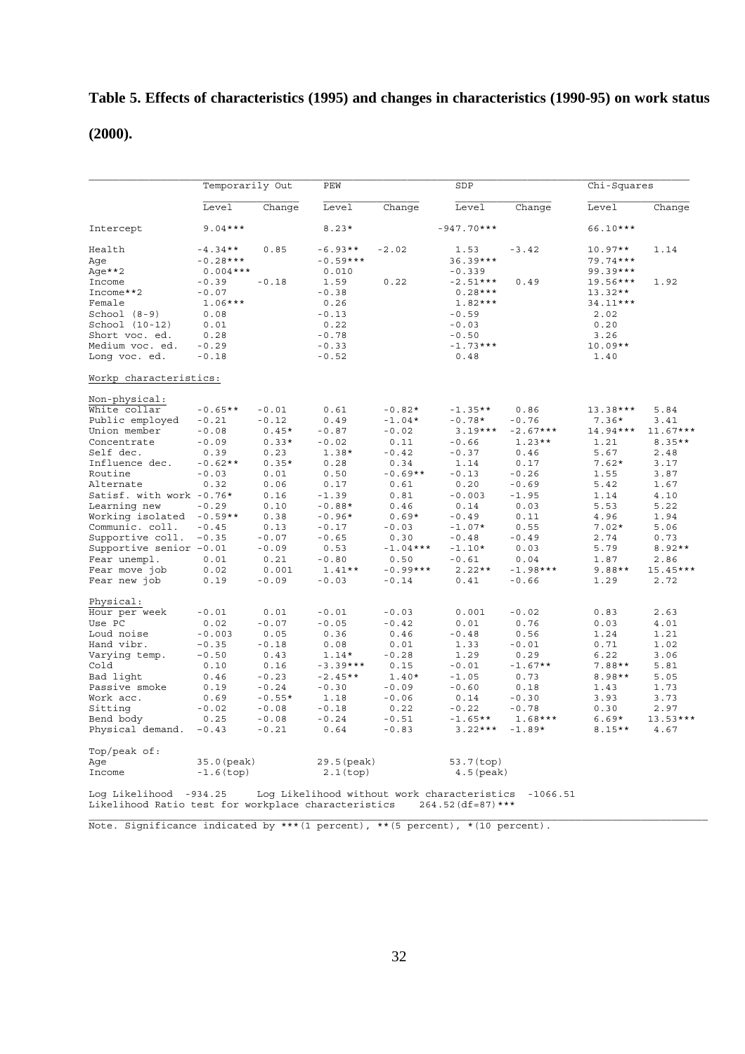**Table 5. Effects of characteristics (1995) and changes in characteristics (1990-95) on work status (2000).**

| | Temporarily Out | | PEW | | SDP | | Chi-Squares | |
|---|---|---|---|---|---|---|---|---|
| | Level | Change | Level | Change | Level | Change | Level | Change |
| Intercept | 9.04*** | | 8.23* | | -947.70*** | | 66.10*** | |
| Health | -4.34** | 0.85 | -6.93** | -2.02 | 1.53 | -3.42 | 10.97** | 1.14 |
| Age | -0.28*** | | -0.59*** | | 36.39*** | | 79.74*** | |
| Age**2 | 0.004*** | | 0.010 | | -0.339 | | 99.39*** | |
| Income | -0.39 | -0.18 | 1.59 | 0.22 | -2.51*** | 0.49 | 19.56*** | 1.92 |
| Income**2 | -0.07 | | -0.38 | | 0.28*** | | 13.32** | |
| Female | 1.06*** | | 0.26 | | 1.82*** | | 34.11*** | |
| School (8-9) | 0.08 | | -0.13 | | -0.59 | | 2.02 | |
| School (10-12) | 0.01 | | 0.22 | | -0.03 | | 0.20 | |
| Short voc. ed. | 0.28 | | -0.78 | | -0.50 | | 3.26 | |
| Medium voc. ed. | -0.29 | | -0.33 | | -1.73*** | | 10.09** | |
| Long voc. ed. | -0.18 | | -0.52 | | 0.48 | | 1.40 | |
| Workp characteristics: | | | | | | | | |
| Non-physical: | | | | | | | | |
| White collar | -0.65** | -0.01 | 0.61 | -0.82* | -1.35** | 0.86 | 13.38*** | 5.84 |
| Public employed | -0.21 | -0.12 | 0.49 | -1.04* | -0.78* | -0.76 | 7.36* | 3.41 |
| Union member | -0.08 | 0.45* | -0.87 | -0.02 | 3.19*** | -2.67*** | 14.94*** | 11.67*** |
| Concentrate | -0.09 | 0.33* | -0.02 | 0.11 | -0.66 | 1.23** | 1.21 | 8.35** |
| Self dec. | 0.39 | 0.23 | 1.38* | -0.42 | -0.37 | 0.46 | 5.67 | 2.48 |
| Influence dec. | -0.62** | 0.35* | 0.28 | 0.34 | 1.14 | 0.17 | 7.62* | 3.17 |
| Routine | -0.03 | 0.01 | 0.50 | -0.69** | -0.13 | -0.26 | 1.55 | 3.87 |
| Alternate | 0.32 | 0.06 | 0.17 | 0.61 | 0.20 | -0.69 | 5.42 | 1.67 |
| Satisf. with work | -0.76* | 0.16 | -1.39 | 0.81 | -0.003 | -1.95 | 1.14 | 4.10 |
| Learning new | -0.29 | 0.10 | -0.88* | 0.46 | 0.14 | 0.03 | 5.53 | 5.22 |
| Working isolated | -0.59** | 0.38 | -0.96* | 0.69* | -0.49 | 0.11 | 4.96 | 1.94 |
| Communic. coll. | -0.45 | 0.13 | -0.17 | -0.03 | -1.07* | 0.55 | 7.02* | 5.06 |
| Supportive coll. | -0.35 | -0.07 | -0.65 | 0.30 | -0.48 | -0.49 | 2.74 | 0.73 |
| Supportive senior | -0.01 | -0.09 | 0.53 | -1.04*** | -1.10* | 0.03 | 5.79 | 8.92** |
| Fear unempl. | 0.01 | 0.21 | -0.80 | 0.50 | -0.61 | 0.04 | 1.87 | 2.86 |
| Fear move job | 0.02 | 0.001 | 1.41** | -0.99*** | 2.22** | -1.98*** | 9.88** | 15.45*** |
| Fear new job | 0.19 | -0.09 | -0.03 | -0.14 | 0.41 | -0.66 | 1.29 | 2.72 |
| Physical: | | | | | | | | |
| Hour per week | -0.01 | 0.01 | -0.01 | -0.03 | 0.001 | -0.02 | 0.83 | 2.63 |
| Use PC | 0.02 | -0.07 | -0.05 | -0.42 | 0.01 | 0.76 | 0.03 | 4.01 |
| Loud noise | -0.003 | 0.05 | 0.36 | 0.46 | -0.48 | 0.56 | 1.24 | 1.21 |
| Hand vibr. | -0.35 | -0.18 | 0.08 | 0.01 | 1.33 | -0.01 | 0.71 | 1.02 |
| Varying temp. | -0.50 | 0.43 | 1.14* | -0.28 | 1.29 | 0.29 | 6.22 | 3.06 |
| Cold | 0.10 | 0.16 | -3.39*** | 0.15 | -0.01 | -1.67** | 7.88** | 5.81 |
| Bad light | 0.46 | -0.23 | -2.45** | 1.40* | -1.05 | 0.73 | 8.98** | 5.05 |
| Passive smoke | 0.19 | -0.24 | -0.30 | -0.09 | -0.60 | 0.18 | 1.43 | 1.73 |
| Work acc. | 0.69 | -0.55* | 1.18 | -0.06 | 0.14 | -0.30 | 3.93 | 3.73 |
| Sitting | -0.02 | -0.08 | -0.18 | 0.22 | -0.22 | -0.78 | 0.30 | 2.97 |
| Bend body | 0.25 | -0.08 | -0.24 | -0.51 | -1.65** | 1.68*** | 6.69* | 13.53*** |
| Physical demand. | -0.43 | -0.21 | 0.64 | -0.83 | 3.22*** | -1.89* | 8.15** | 4.67 |
| Top/peak of: | | | | | | | | |
| Age | 35.0(peak) | | 29.5(peak) | | 53.7(top) | | | |
| Income | -1.6(top) | | 2.1(top) | | 4.5(peak) | | | |

Log Likelihood -934.25 Log Likelihood without work characteristics -1066.51
Likelihood Ratio test for workplace characteristics 264.52(df=87)***

Note. Significance indicated by ***(1 percent), **(5 percent), *(10 percent).